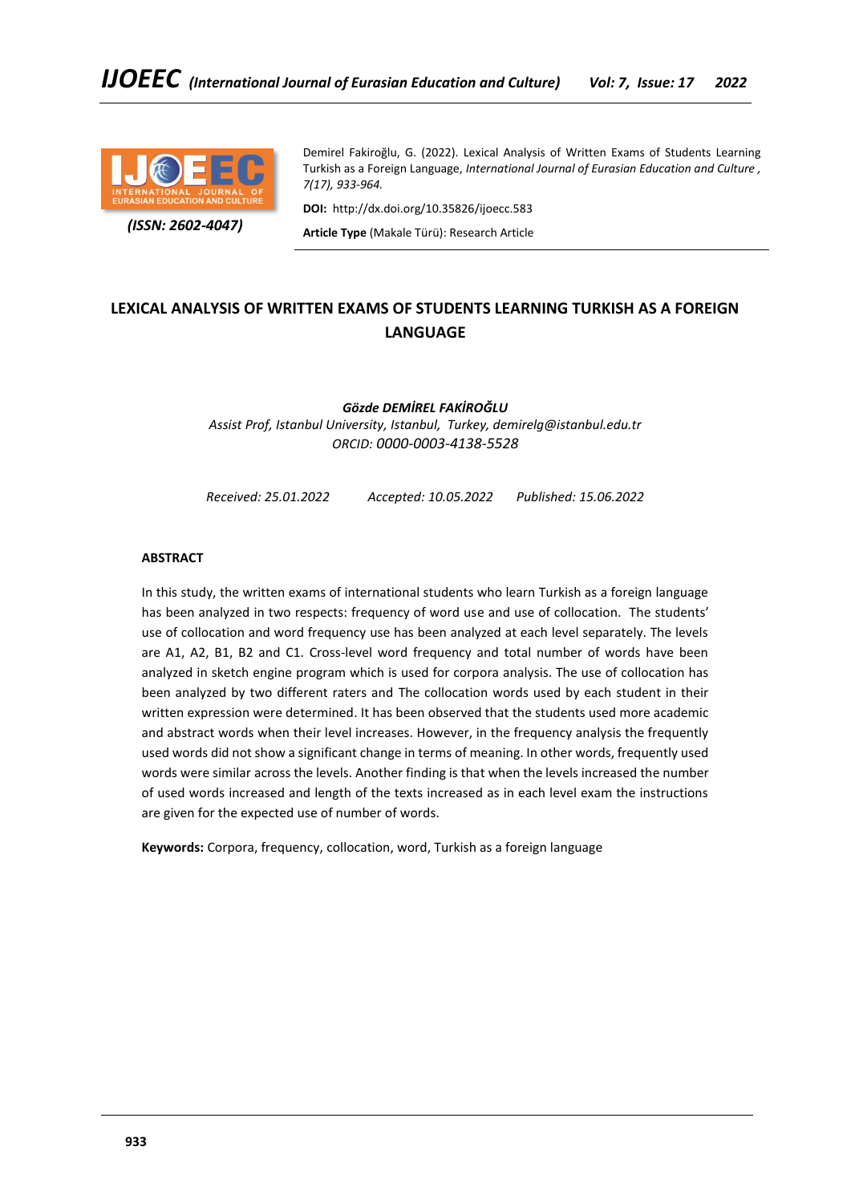Demirel Fakiroğlu, G. (2022). Lexical Analysis of Written Exams of Students Learning Turkish as a Foreign Language, *International Journal of Eurasian Education and Culture , 7(17), 933-964.*

*(ISSN: 2602-4047)*

**DOI:** http://dx.doi.org/10.35826/ijoecc.583

**Article Type** (Makale Türü): Research Article

# LEXICAL ANALYSIS OF WRITTEN EXAMS OF STUDENTS LEARNING TURKISH AS A FOREIGN LANGUAGE

***Gözde DEMİREL FAKİROĞLU***

*Assist Prof, Istanbul University, Istanbul, Turkey, demirelg@istanbul.edu.tr*

*ORCID: 0000-0003-4138-5528*

*Received: 25.01.2022 Accepted: 10.05.2022 Published: 15.06.2022*

## ABSTRACT

In this study, the written exams of international students who learn Turkish as a foreign language has been analyzed in two respects: frequency of word use and use of collocation. The students' use of collocation and word frequency use has been analyzed at each level separately. The levels are A1, A2, B1, B2 and C1. Cross-level word frequency and total number of words have been analyzed in sketch engine program which is used for corpora analysis. The use of collocation has been analyzed by two different raters and The collocation words used by each student in their written expression were determined. It has been observed that the students used more academic and abstract words when their level increases. However, in the frequency analysis the frequently used words did not show a significant change in terms of meaning. In other words, frequently used words were similar across the levels. Another finding is that when the levels increased the number of used words increased and length of the texts increased as in each level exam the instructions are given for the expected use of number of words.

**Keywords:** Corpora, frequency, collocation, word, Turkish as a foreign language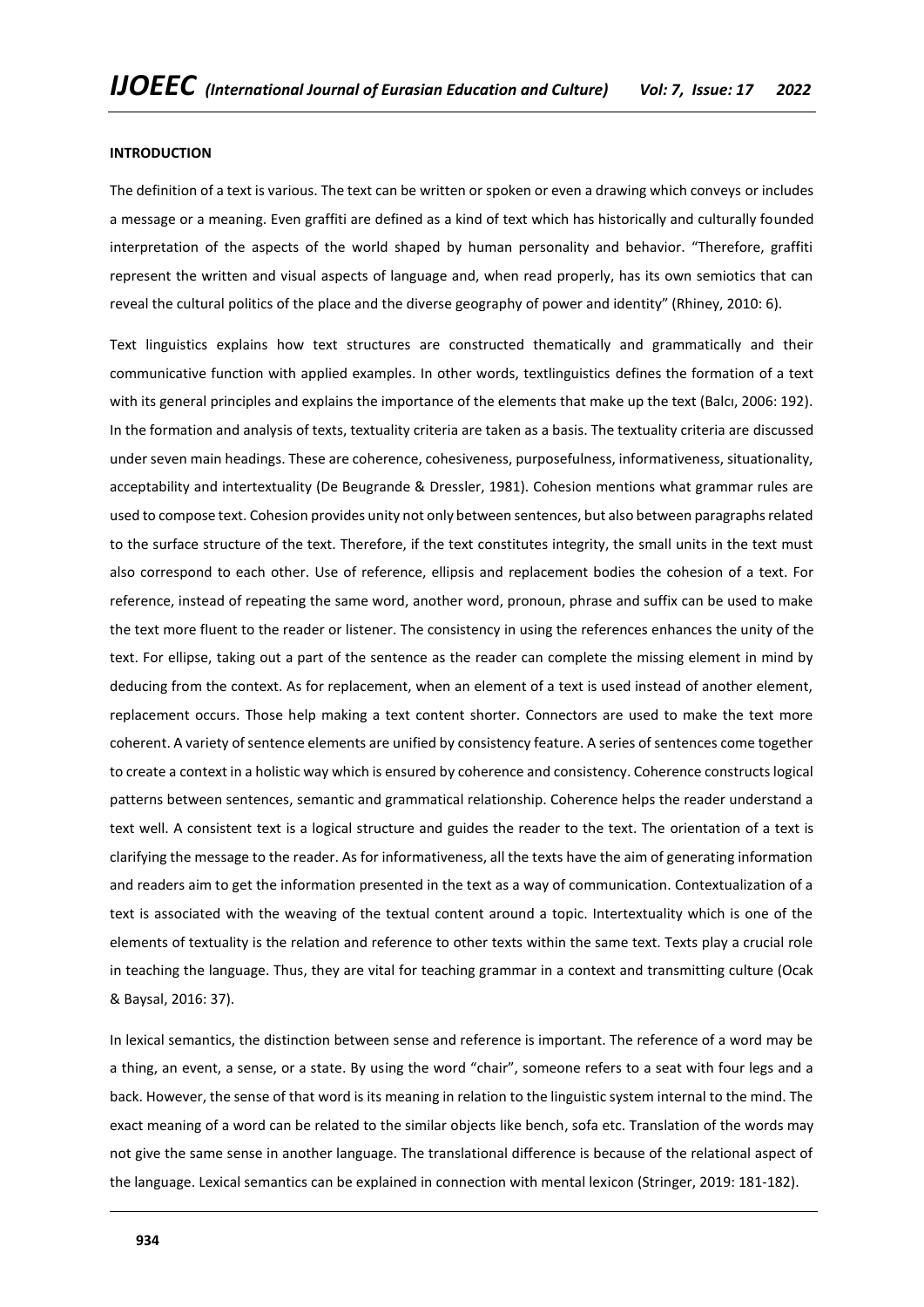**INTRODUCTION**

The definition of a text is various. The text can be written or spoken or even a drawing which conveys or includes a message or a meaning. Even graffiti are defined as a kind of text which has historically and culturally founded interpretation of the aspects of the world shaped by human personality and behavior. "Therefore, graffiti represent the written and visual aspects of language and, when read properly, has its own semiotics that can reveal the cultural politics of the place and the diverse geography of power and identity" (Rhiney, 2010: 6).

Text linguistics explains how text structures are constructed thematically and grammatically and their communicative function with applied examples. In other words, textlinguistics defines the formation of a text with its general principles and explains the importance of the elements that make up the text (Balcı, 2006: 192). In the formation and analysis of texts, textuality criteria are taken as a basis. The textuality criteria are discussed under seven main headings. These are coherence, cohesiveness, purposefulness, informativeness, situationality, acceptability and intertextuality (De Beugrande & Dressler, 1981). Cohesion mentions what grammar rules are used to compose text. Cohesion provides unity not only between sentences, but also between paragraphs related to the surface structure of the text. Therefore, if the text constitutes integrity, the small units in the text must also correspond to each other. Use of reference, ellipsis and replacement bodies the cohesion of a text. For reference, instead of repeating the same word, another word, pronoun, phrase and suffix can be used to make the text more fluent to the reader or listener. The consistency in using the references enhances the unity of the text. For ellipse, taking out a part of the sentence as the reader can complete the missing element in mind by deducing from the context. As for replacement, when an element of a text is used instead of another element, replacement occurs. Those help making a text content shorter. Connectors are used to make the text more coherent. A variety of sentence elements are unified by consistency feature. A series of sentences come together to create a context in a holistic way which is ensured by coherence and consistency. Coherence constructs logical patterns between sentences, semantic and grammatical relationship. Coherence helps the reader understand a text well. A consistent text is a logical structure and guides the reader to the text. The orientation of a text is clarifying the message to the reader. As for informativeness, all the texts have the aim of generating information and readers aim to get the information presented in the text as a way of communication. Contextualization of a text is associated with the weaving of the textual content around a topic. Intertextuality which is one of the elements of textuality is the relation and reference to other texts within the same text. Texts play a crucial role in teaching the language. Thus, they are vital for teaching grammar in a context and transmitting culture (Ocak & Baysal, 2016: 37).

In lexical semantics, the distinction between sense and reference is important. The reference of a word may be a thing, an event, a sense, or a state. By using the word "chair", someone refers to a seat with four legs and a back. However, the sense of that word is its meaning in relation to the linguistic system internal to the mind. The exact meaning of a word can be related to the similar objects like bench, sofa etc. Translation of the words may not give the same sense in another language. The translational difference is because of the relational aspect of the language. Lexical semantics can be explained in connection with mental lexicon (Stringer, 2019: 181-182).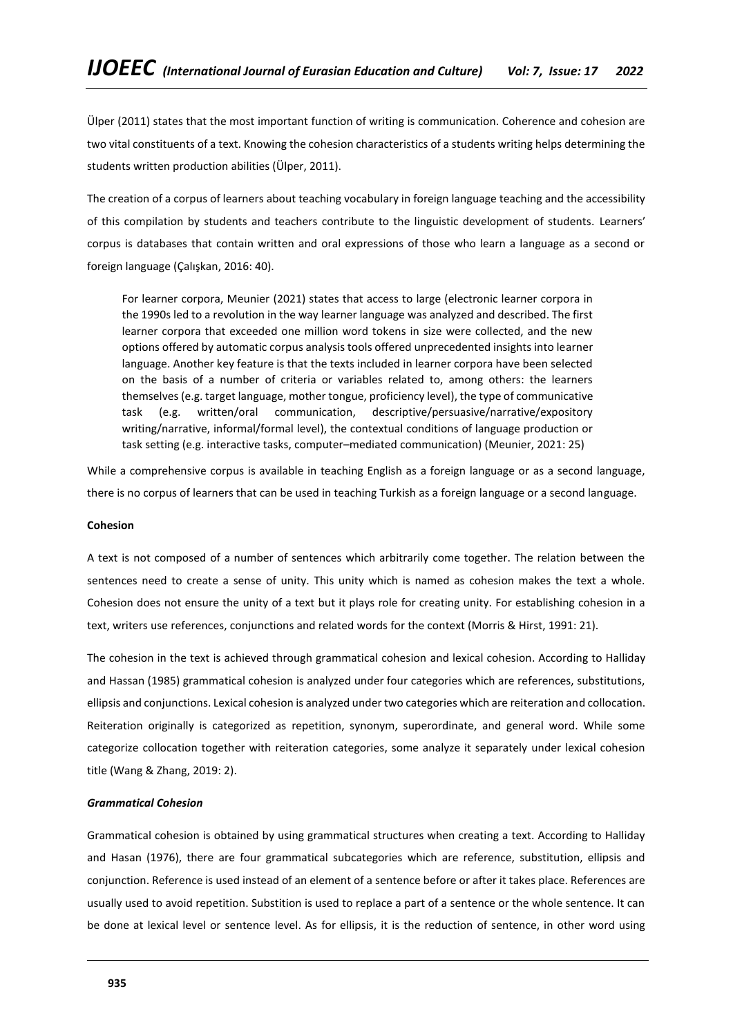Ülper (2011) states that the most important function of writing is communication. Coherence and cohesion are two vital constituents of a text. Knowing the cohesion characteristics of a students writing helps determining the students written production abilities (Ülper, 2011).

The creation of a corpus of learners about teaching vocabulary in foreign language teaching and the accessibility of this compilation by students and teachers contribute to the linguistic development of students. Learners' corpus is databases that contain written and oral expressions of those who learn a language as a second or foreign language (Çalışkan, 2016: 40).

> For learner corpora, Meunier (2021) states that access to large (electronic learner corpora in the 1990s led to a revolution in the way learner language was analyzed and described. The first learner corpora that exceeded one million word tokens in size were collected, and the new options offered by automatic corpus analysis tools offered unprecedented insights into learner language. Another key feature is that the texts included in learner corpora have been selected on the basis of a number of criteria or variables related to, among others: the learners themselves (e.g. target language, mother tongue, proficiency level), the type of communicative task (e.g. written/oral communication, descriptive/persuasive/narrative/expository writing/narrative, informal/formal level), the contextual conditions of language production or task setting (e.g. interactive tasks, computer–mediated communication) (Meunier, 2021: 25)

While a comprehensive corpus is available in teaching English as a foreign language or as a second language, there is no corpus of learners that can be used in teaching Turkish as a foreign language or a second language.

**Cohesion**

A text is not composed of a number of sentences which arbitrarily come together. The relation between the sentences need to create a sense of unity. This unity which is named as cohesion makes the text a whole. Cohesion does not ensure the unity of a text but it plays role for creating unity. For establishing cohesion in a text, writers use references, conjunctions and related words for the context (Morris & Hirst, 1991: 21).

The cohesion in the text is achieved through grammatical cohesion and lexical cohesion. According to Halliday and Hassan (1985) grammatical cohesion is analyzed under four categories which are references, substitutions, ellipsis and conjunctions. Lexical cohesion is analyzed under two categories which are reiteration and collocation. Reiteration originally is categorized as repetition, synonym, superordinate, and general word. While some categorize collocation together with reiteration categories, some analyze it separately under lexical cohesion title (Wang & Zhang, 2019: 2).

***Grammatical Cohesion***

Grammatical cohesion is obtained by using grammatical structures when creating a text. According to Halliday and Hasan (1976), there are four grammatical subcategories which are reference, substitution, ellipsis and conjunction. Reference is used instead of an element of a sentence before or after it takes place. References are usually used to avoid repetition. Substition is used to replace a part of a sentence or the whole sentence. It can be done at lexical level or sentence level. As for ellipsis, it is the reduction of sentence, in other word using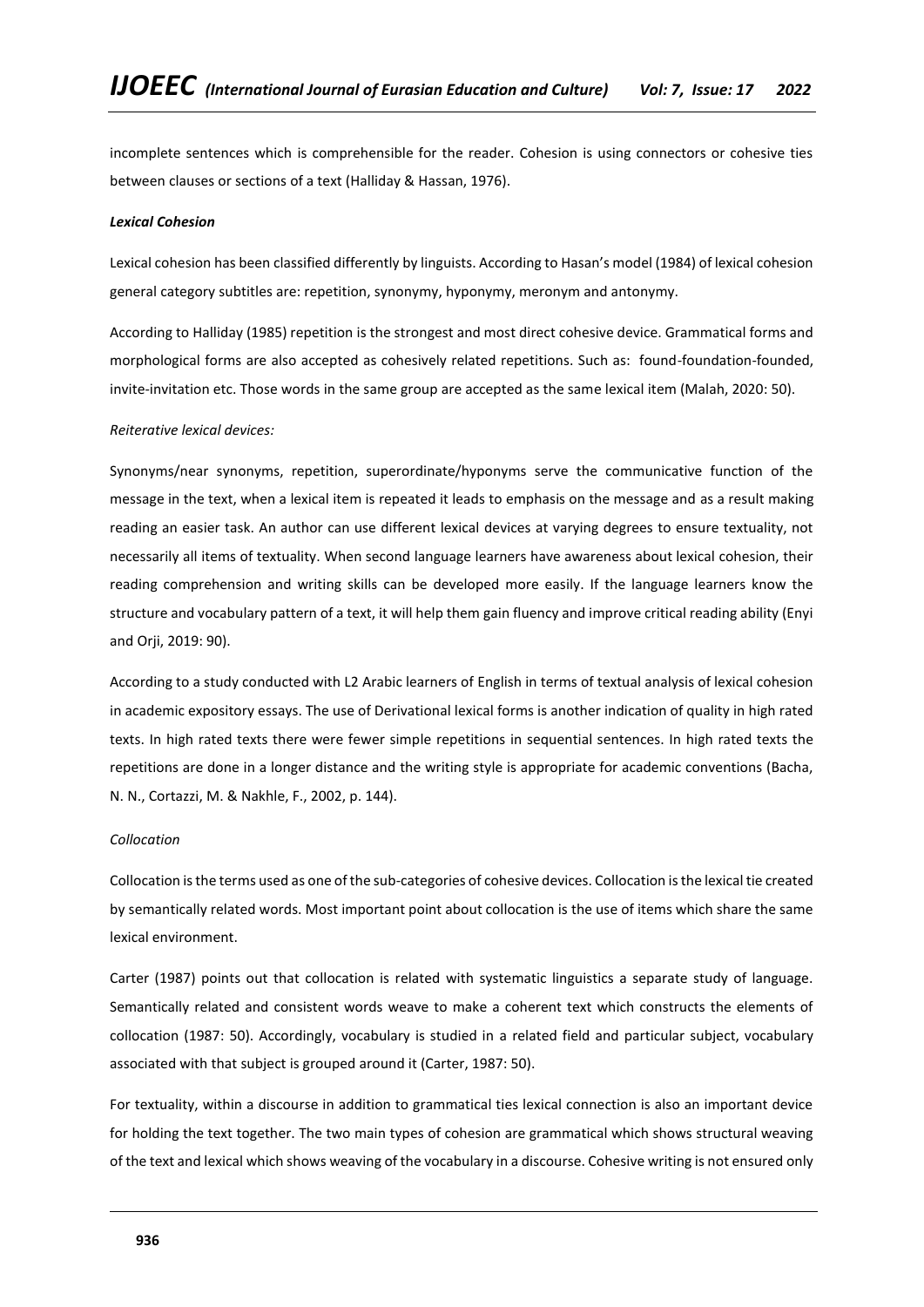incomplete sentences which is comprehensible for the reader. Cohesion is using connectors or cohesive ties between clauses or sections of a text (Halliday & Hassan, 1976).

***Lexical Cohesion***

Lexical cohesion has been classified differently by linguists. According to Hasan's model (1984) of lexical cohesion general category subtitles are: repetition, synonymy, hyponymy, meronym and antonymy.

According to Halliday (1985) repetition is the strongest and most direct cohesive device. Grammatical forms and morphological forms are also accepted as cohesively related repetitions. Such as: found-foundation-founded, invite-invitation etc. Those words in the same group are accepted as the same lexical item (Malah, 2020: 50).

*Reiterative lexical devices:*

Synonyms/near synonyms, repetition, superordinate/hyponyms serve the communicative function of the message in the text, when a lexical item is repeated it leads to emphasis on the message and as a result making reading an easier task. An author can use different lexical devices at varying degrees to ensure textuality, not necessarily all items of textuality. When second language learners have awareness about lexical cohesion, their reading comprehension and writing skills can be developed more easily. If the language learners know the structure and vocabulary pattern of a text, it will help them gain fluency and improve critical reading ability (Enyi and Orji, 2019: 90).

According to a study conducted with L2 Arabic learners of English in terms of textual analysis of lexical cohesion in academic expository essays. The use of Derivational lexical forms is another indication of quality in high rated texts. In high rated texts there were fewer simple repetitions in sequential sentences. In high rated texts the repetitions are done in a longer distance and the writing style is appropriate for academic conventions (Bacha, N. N., Cortazzi, M. & Nakhle, F., 2002, p. 144).

*Collocation*

Collocation is the terms used as one of the sub-categories of cohesive devices. Collocation is the lexical tie created by semantically related words. Most important point about collocation is the use of items which share the same lexical environment.

Carter (1987) points out that collocation is related with systematic linguistics a separate study of language. Semantically related and consistent words weave to make a coherent text which constructs the elements of collocation (1987: 50). Accordingly, vocabulary is studied in a related field and particular subject, vocabulary associated with that subject is grouped around it (Carter, 1987: 50).

For textuality, within a discourse in addition to grammatical ties lexical connection is also an important device for holding the text together. The two main types of cohesion are grammatical which shows structural weaving of the text and lexical which shows weaving of the vocabulary in a discourse. Cohesive writing is not ensured only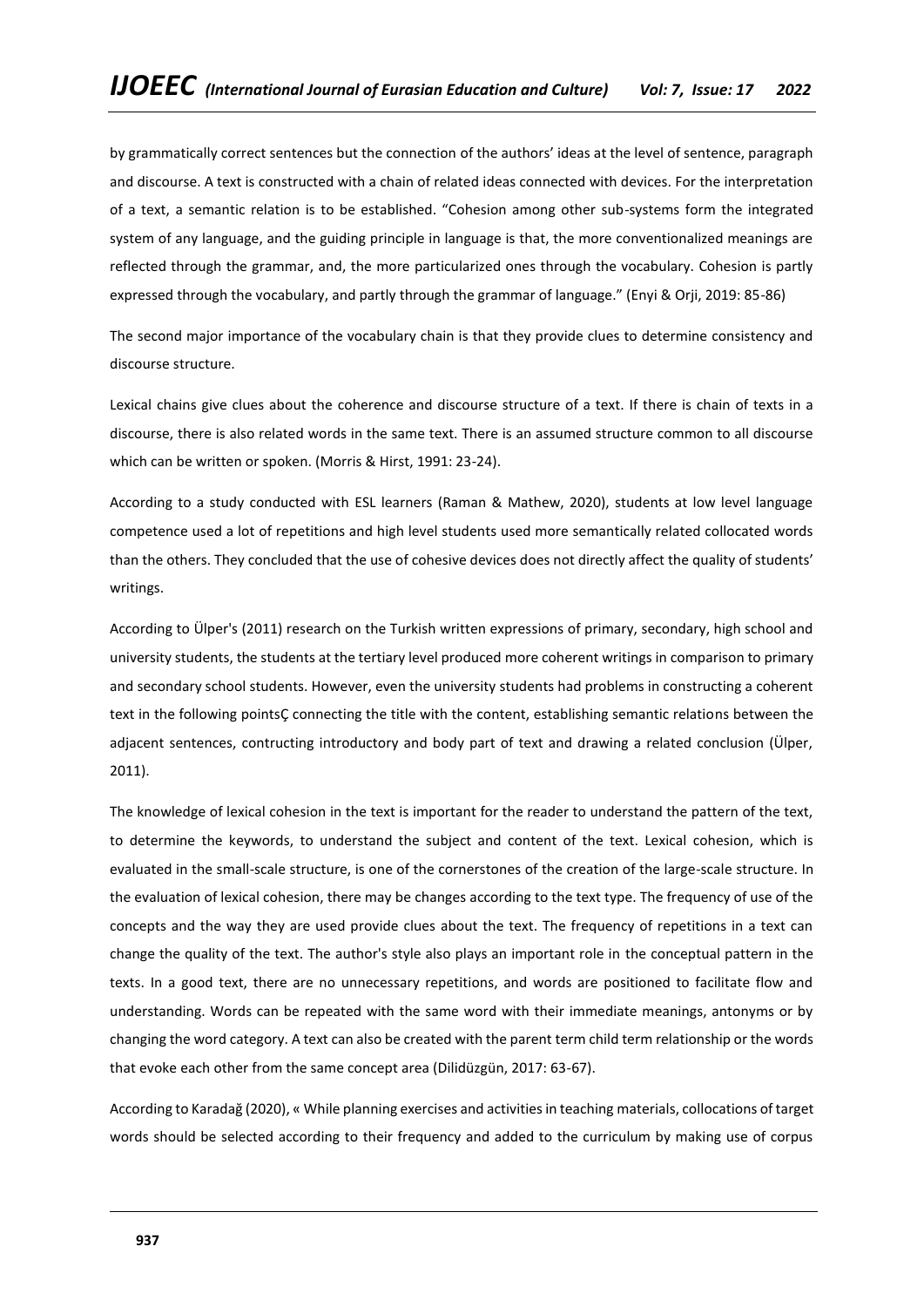by grammatically correct sentences but the connection of the authors' ideas at the level of sentence, paragraph and discourse. A text is constructed with a chain of related ideas connected with devices. For the interpretation of a text, a semantic relation is to be established. "Cohesion among other sub-systems form the integrated system of any language, and the guiding principle in language is that, the more conventionalized meanings are reflected through the grammar, and, the more particularized ones through the vocabulary. Cohesion is partly expressed through the vocabulary, and partly through the grammar of language." (Enyi & Orji, 2019: 85-86)

The second major importance of the vocabulary chain is that they provide clues to determine consistency and discourse structure.

Lexical chains give clues about the coherence and discourse structure of a text. If there is chain of texts in a discourse, there is also related words in the same text. There is an assumed structure common to all discourse which can be written or spoken. (Morris & Hirst, 1991: 23-24).

According to a study conducted with ESL learners (Raman & Mathew, 2020), students at low level language competence used a lot of repetitions and high level students used more semantically related collocated words than the others. They concluded that the use of cohesive devices does not directly affect the quality of students' writings.

According to Ülper's (2011) research on the Turkish written expressions of primary, secondary, high school and university students, the students at the tertiary level produced more coherent writings in comparison to primary and secondary school students. However, even the university students had problems in constructing a coherent text in the following pointsÇ connecting the title with the content, establishing semantic relations between the adjacent sentences, contructing introductory and body part of text and drawing a related conclusion (Ülper, 2011).

The knowledge of lexical cohesion in the text is important for the reader to understand the pattern of the text, to determine the keywords, to understand the subject and content of the text. Lexical cohesion, which is evaluated in the small-scale structure, is one of the cornerstones of the creation of the large-scale structure. In the evaluation of lexical cohesion, there may be changes according to the text type. The frequency of use of the concepts and the way they are used provide clues about the text. The frequency of repetitions in a text can change the quality of the text. The author's style also plays an important role in the conceptual pattern in the texts. In a good text, there are no unnecessary repetitions, and words are positioned to facilitate flow and understanding. Words can be repeated with the same word with their immediate meanings, antonyms or by changing the word category. A text can also be created with the parent term child term relationship or the words that evoke each other from the same concept area (Dilidüzgün, 2017: 63-67).

According to Karadağ (2020), « While planning exercises and activities in teaching materials, collocations of target words should be selected according to their frequency and added to the curriculum by making use of corpus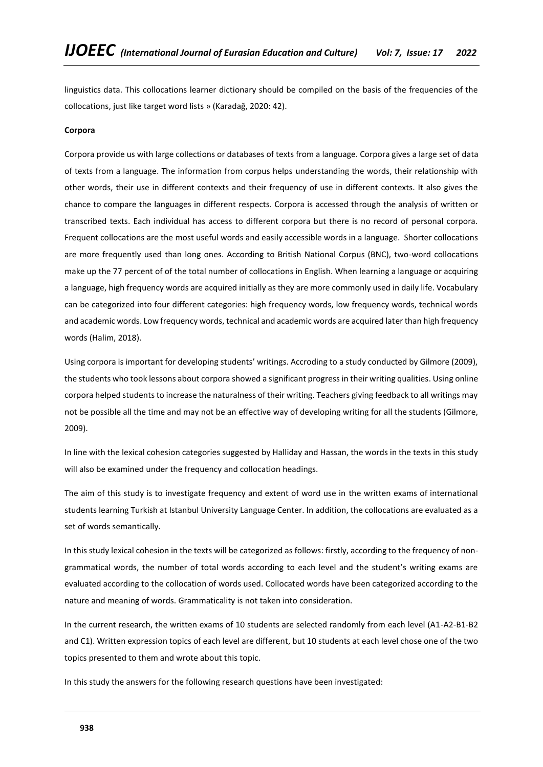linguistics data. This collocations learner dictionary should be compiled on the basis of the frequencies of the collocations, just like target word lists » (Karadağ, 2020: 42).

**Corpora**

Corpora provide us with large collections or databases of texts from a language. Corpora gives a large set of data of texts from a language. The information from corpus helps understanding the words, their relationship with other words, their use in different contexts and their frequency of use in different contexts. It also gives the chance to compare the languages in different respects. Corpora is accessed through the analysis of written or transcribed texts. Each individual has access to different corpora but there is no record of personal corpora. Frequent collocations are the most useful words and easily accessible words in a language. Shorter collocations are more frequently used than long ones. According to British National Corpus (BNC), two-word collocations make up the 77 percent of of the total number of collocations in English. When learning a language or acquiring a language, high frequency words are acquired initially as they are more commonly used in daily life. Vocabulary can be categorized into four different categories: high frequency words, low frequency words, technical words and academic words. Low frequency words, technical and academic words are acquired later than high frequency words (Halim, 2018).

Using corpora is important for developing students' writings. Accroding to a study conducted by Gilmore (2009), the students who took lessons about corpora showed a significant progress in their writing qualities. Using online corpora helped students to increase the naturalness of their writing. Teachers giving feedback to all writings may not be possible all the time and may not be an effective way of developing writing for all the students (Gilmore, 2009).

In line with the lexical cohesion categories suggested by Halliday and Hassan, the words in the texts in this study will also be examined under the frequency and collocation headings.

The aim of this study is to investigate frequency and extent of word use in the written exams of international students learning Turkish at Istanbul University Language Center. In addition, the collocations are evaluated as a set of words semantically.

In this study lexical cohesion in the texts will be categorized as follows: firstly, according to the frequency of non-grammatical words, the number of total words according to each level and the student's writing exams are evaluated according to the collocation of words used. Collocated words have been categorized according to the nature and meaning of words. Grammaticality is not taken into consideration.

In the current research, the written exams of 10 students are selected randomly from each level (A1-A2-B1-B2 and C1). Written expression topics of each level are different, but 10 students at each level chose one of the two topics presented to them and wrote about this topic.

In this study the answers for the following research questions have been investigated: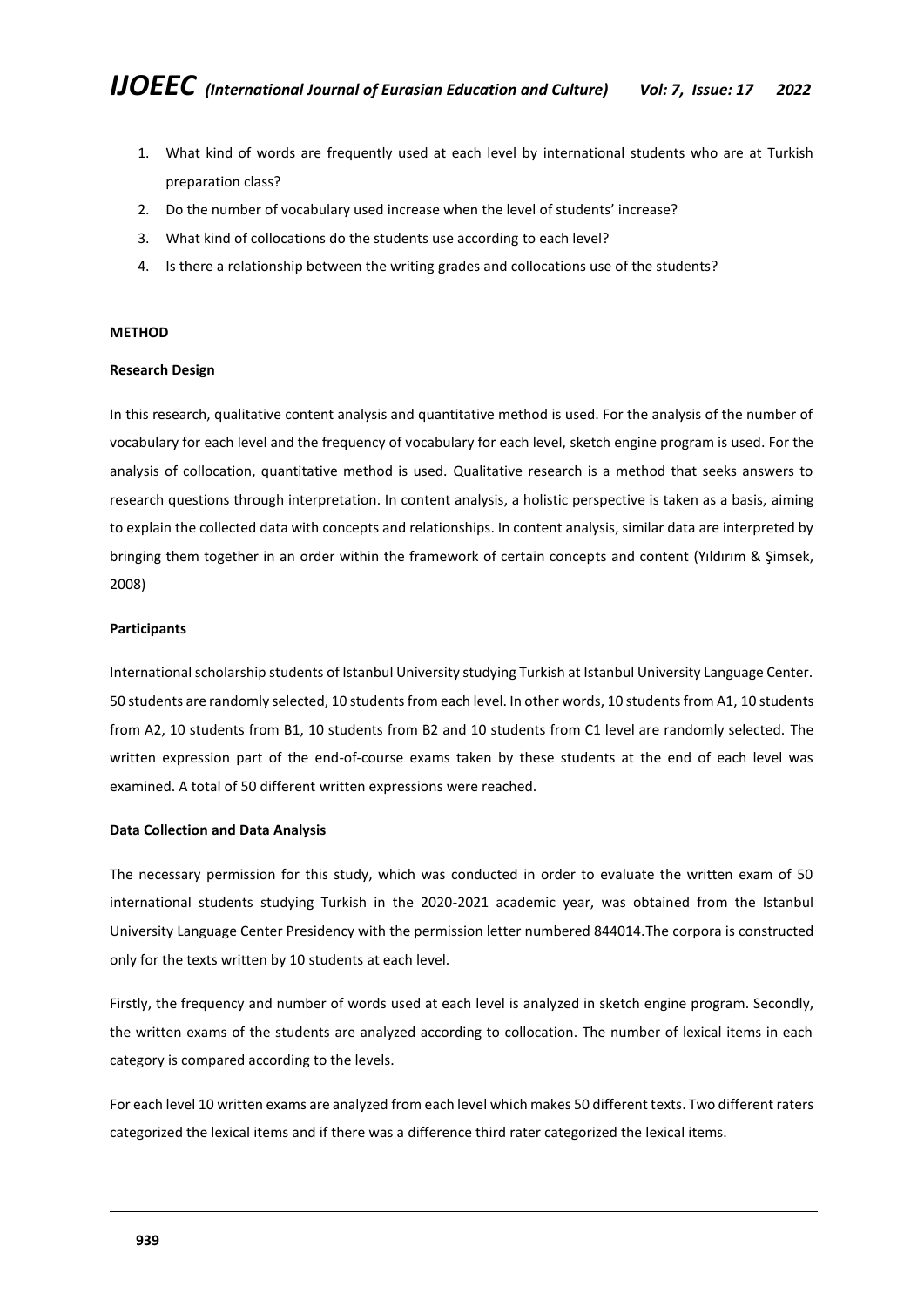1. What kind of words are frequently used at each level by international students who are at Turkish preparation class?
2. Do the number of vocabulary used increase when the level of students' increase?
3. What kind of collocations do the students use according to each level?
4. Is there a relationship between the writing grades and collocations use of the students?

## METHOD

### Research Design

In this research, qualitative content analysis and quantitative method is used. For the analysis of the number of vocabulary for each level and the frequency of vocabulary for each level, sketch engine program is used. For the analysis of collocation, quantitative method is used. Qualitative research is a method that seeks answers to research questions through interpretation. In content analysis, a holistic perspective is taken as a basis, aiming to explain the collected data with concepts and relationships. In content analysis, similar data are interpreted by bringing them together in an order within the framework of certain concepts and content (Yıldırım & Şimsek, 2008)

### Participants

International scholarship students of Istanbul University studying Turkish at Istanbul University Language Center. 50 students are randomly selected, 10 students from each level. In other words, 10 students from A1, 10 students from A2, 10 students from B1, 10 students from B2 and 10 students from C1 level are randomly selected. The written expression part of the end-of-course exams taken by these students at the end of each level was examined. A total of 50 different written expressions were reached.

### Data Collection and Data Analysis

The necessary permission for this study, which was conducted in order to evaluate the written exam of 50 international students studying Turkish in the 2020-2021 academic year, was obtained from the Istanbul University Language Center Presidency with the permission letter numbered 844014.The corpora is constructed only for the texts written by 10 students at each level.

Firstly, the frequency and number of words used at each level is analyzed in sketch engine program. Secondly, the written exams of the students are analyzed according to collocation. The number of lexical items in each category is compared according to the levels.

For each level 10 written exams are analyzed from each level which makes 50 different texts. Two different raters categorized the lexical items and if there was a difference third rater categorized the lexical items.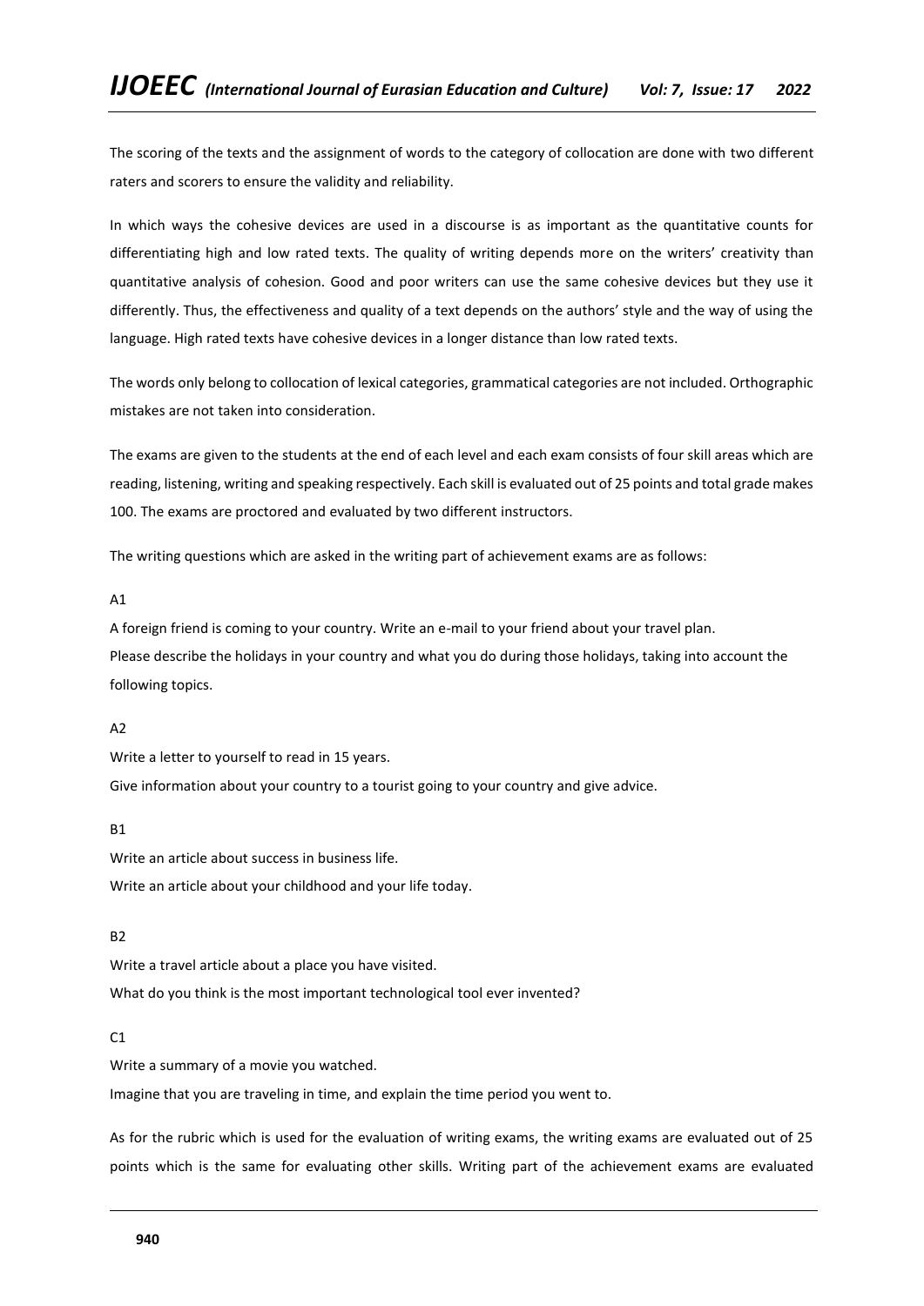The scoring of the texts and the assignment of words to the category of collocation are done with two different raters and scorers to ensure the validity and reliability.

In which ways the cohesive devices are used in a discourse is as important as the quantitative counts for differentiating high and low rated texts. The quality of writing depends more on the writers' creativity than quantitative analysis of cohesion. Good and poor writers can use the same cohesive devices but they use it differently. Thus, the effectiveness and quality of a text depends on the authors' style and the way of using the language. High rated texts have cohesive devices in a longer distance than low rated texts.

The words only belong to collocation of lexical categories, grammatical categories are not included. Orthographic mistakes are not taken into consideration.

The exams are given to the students at the end of each level and each exam consists of four skill areas which are reading, listening, writing and speaking respectively. Each skill is evaluated out of 25 points and total grade makes 100. The exams are proctored and evaluated by two different instructors.

The writing questions which are asked in the writing part of achievement exams are as follows:

A1

A foreign friend is coming to your country. Write an e-mail to your friend about your travel plan.
Please describe the holidays in your country and what you do during those holidays, taking into account the following topics.

A2

Write a letter to yourself to read in 15 years.
Give information about your country to a tourist going to your country and give advice.

B1

Write an article about success in business life.
Write an article about your childhood and your life today.

B2

Write a travel article about a place you have visited.
What do you think is the most important technological tool ever invented?

C1

Write a summary of a movie you watched.
Imagine that you are traveling in time, and explain the time period you went to.

As for the rubric which is used for the evaluation of writing exams, the writing exams are evaluated out of 25 points which is the same for evaluating other skills. Writing part of the achievement exams are evaluated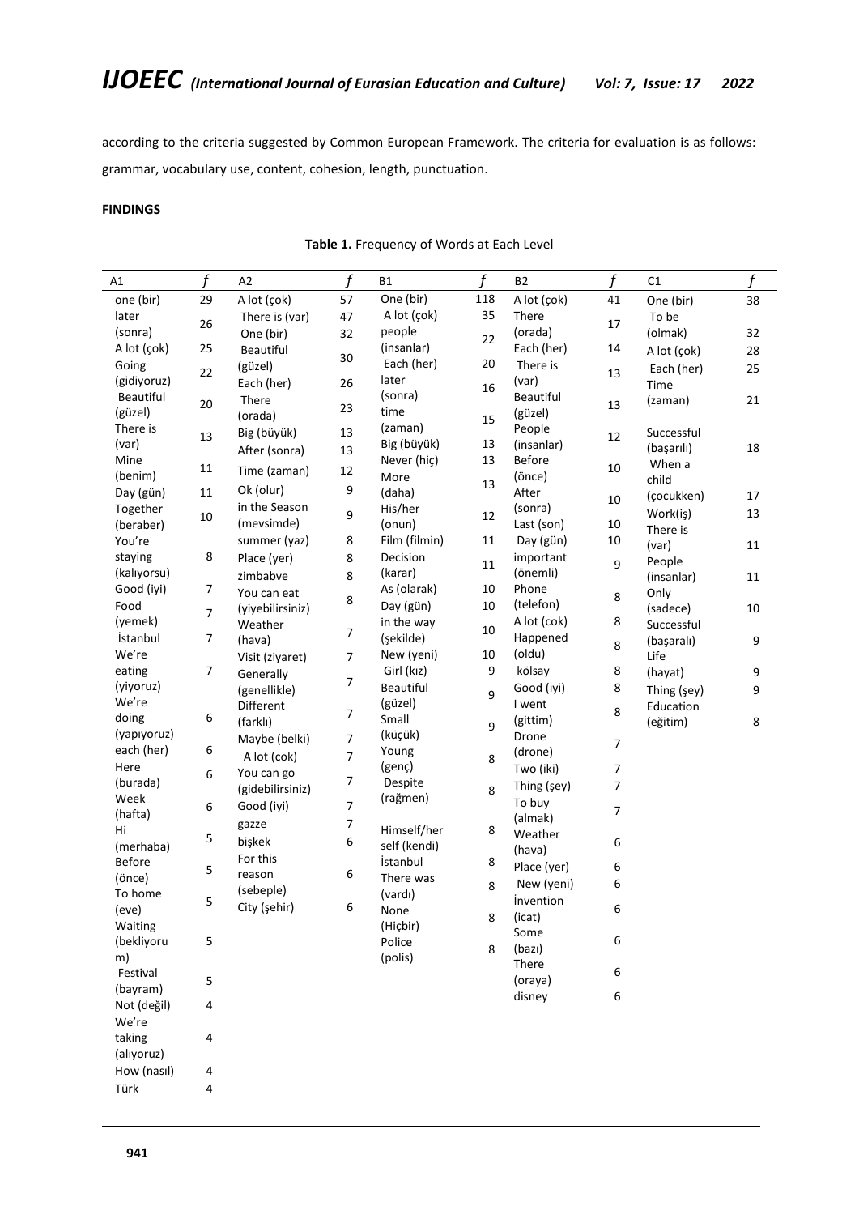according to the criteria suggested by Common European Framework. The criteria for evaluation is as follows: grammar, vocabulary use, content, cohesion, length, punctuation.

**FINDINGS**

**Table 1.** Frequency of Words at Each Level

| A1 | *f* | A2 | *f* | B1 | *f* | B2 | *f* | C1 | *f* |
|---|---|---|---|---|---|---|---|---|---|
| one (bir) | 29 | A lot (çok) | 57 | One (bir) | 118 | A lot (çok) | 41 | One (bir) | 38 |
| later (sonra) | 26 | There is (var) | 47 | A lot (çok) | 35 | There (orada) | 17 | To be (olmak) | 32 |
| A lot (çok) | 25 | One (bir) | 32 | people (insanlar) | 22 | Each (her) | 14 | A lot (çok) | 28 |
| Going (gidiyoruz) | 22 | Beautiful (güzel) | 30 | Each (her) | 20 | There is (var) | 13 | Each (her) | 25 |
| Beautiful (güzel) | 20 | Each (her) | 26 | later (sonra) | 16 | Beautiful (güzel) | 13 | Time (zaman) | 21 |
| There is (var) | 13 | There (orada) | 23 | time (zaman) | 15 | People (insanlar) | 12 | Successful (başarılı) | 18 |
| Mine (benim) | 11 | Big (büyük) | 13 | Big (büyük) | 13 | Before (önce) | 10 | When a child (çocukken) | 17 |
| Day (gün) | 11 | After (sonra) | 13 | Never (hiç) | 13 | After (sonra) | 10 | Work(iş) | 13 |
| Together (beraber) | 10 | Time (zaman) | 12 | More (daha) | 13 | Last (son) | 10 | There is (var) | 11 |
| You're staying (kalıyorsu) | 8 | Ok (olur) | 9 | His/her (onun) | 12 | Day (gün) | 10 | People (insanlar) | 11 |
| Good (iyi) | 7 | in the Season (mevsimde) | 9 | Film (filmin) | 11 | important (önemli) | 9 | Only (sadece) | 10 |
| Food (yemek) | 7 | summer (yaz) | 8 | Decision (karar) | 11 | Phone (telefon) | 8 | Successful (başaralı) | 9 |
| İstanbul | 7 | Place (yer) | 8 | As (olarak) | 10 | A lot (cok) | 8 | Life (hayat) | 9 |
| We're eating (yiyoruz) | 7 | zimbabve | 8 | Day (gün) | 10 | Happened (oldu) | 8 | Thing (şey) | 9 |
| We're doing (yapıyoruz) | 6 | You can eat (yiyebilirsiniz) | 8 | in the way (şekilde) | 10 | kölsay | 8 | Education (eğitim) | 8 |
| each (her) | 6 | Weather (hava) | 7 | New (yeni) | 10 | Good (iyi) | 8 | | |
| Here (burada) | 6 | Visit (ziyaret) | 7 | Girl (kız) | 9 | I went (gittim) | 8 | | |
| Week (hafta) | 6 | Generally (genellikle) | 7 | Beautiful (güzel) | 9 | Drone (drone) | 7 | | |
| Hi (merhaba) | 5 | Different (farklı) | 7 | Small (küçük) | 9 | Two (iki) | 7 | | |
| Before (önce) | 5 | Maybe (belki) | 7 | Young (genç) | 8 | Thing (şey) | 7 | | |
| To home (eve) | 5 | A lot (cok) | 7 | Despite (rağmen) | 8 | To buy (almak) | 7 | | |
| Waiting (bekliyorum) | 5 | You can go (gidebilirsiniz) | 7 | Himself/her self (kendi) | 8 | Weather (hava) | 6 | | |
| Festival (bayram) | 5 | Good (iyi) | 7 | İstanbul | 8 | Place (yer) | 6 | | |
| Not (değil) | 4 | gazze | 7 | There was (vardı) | 8 | New (yeni) | 6 | | |
| We're taking (alıyoruz) | 4 | bişkek | 6 | None (Hiçbir) | 8 | İnvention (icat) | 6 | | |
| How (nasıl) | 4 | For this reason (sebeple) | 6 | Police (polis) | 8 | Some (bazı) | 6 | | |
| Türk | 4 | City (şehir) | 6 | | | There (oraya) | 6 | | |
| | | | | | | disney | 6 | | |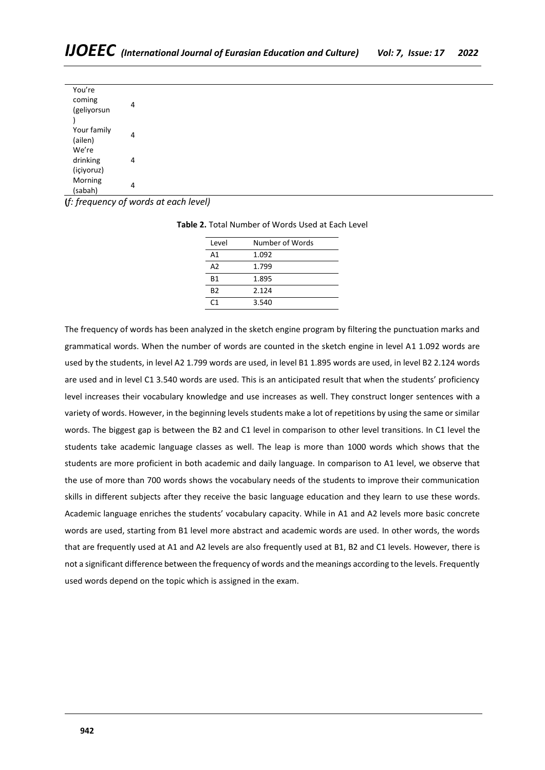| | |
|---|---|
| You're coming (geliyorsun) | 4 |
| Your family (ailen) | 4 |
| We're drinking (içiyoruz) | 4 |
| Morning (sabah) | 4 |

(*f: frequency of words at each level)*

**Table 2.** Total Number of Words Used at Each Level

| Level | Number of Words |
|---|---|
| A1 | 1.092 |
| A2 | 1.799 |
| B1 | 1.895 |
| B2 | 2.124 |
| C1 | 3.540 |

The frequency of words has been analyzed in the sketch engine program by filtering the punctuation marks and grammatical words. When the number of words are counted in the sketch engine in level A1 1.092 words are used by the students, in level A2 1.799 words are used, in level B1 1.895 words are used, in level B2 2.124 words are used and in level C1 3.540 words are used. This is an anticipated result that when the students' proficiency level increases their vocabulary knowledge and use increases as well. They construct longer sentences with a variety of words. However, in the beginning levels students make a lot of repetitions by using the same or similar words. The biggest gap is between the B2 and C1 level in comparison to other level transitions. In C1 level the students take academic language classes as well. The leap is more than 1000 words which shows that the students are more proficient in both academic and daily language. In comparison to A1 level, we observe that the use of more than 700 words shows the vocabulary needs of the students to improve their communication skills in different subjects after they receive the basic language education and they learn to use these words. Academic language enriches the students' vocabulary capacity. While in A1 and A2 levels more basic concrete words are used, starting from B1 level more abstract and academic words are used. In other words, the words that are frequently used at A1 and A2 levels are also frequently used at B1, B2 and C1 levels. However, there is not a significant difference between the frequency of words and the meanings according to the levels. Frequently used words depend on the topic which is assigned in the exam.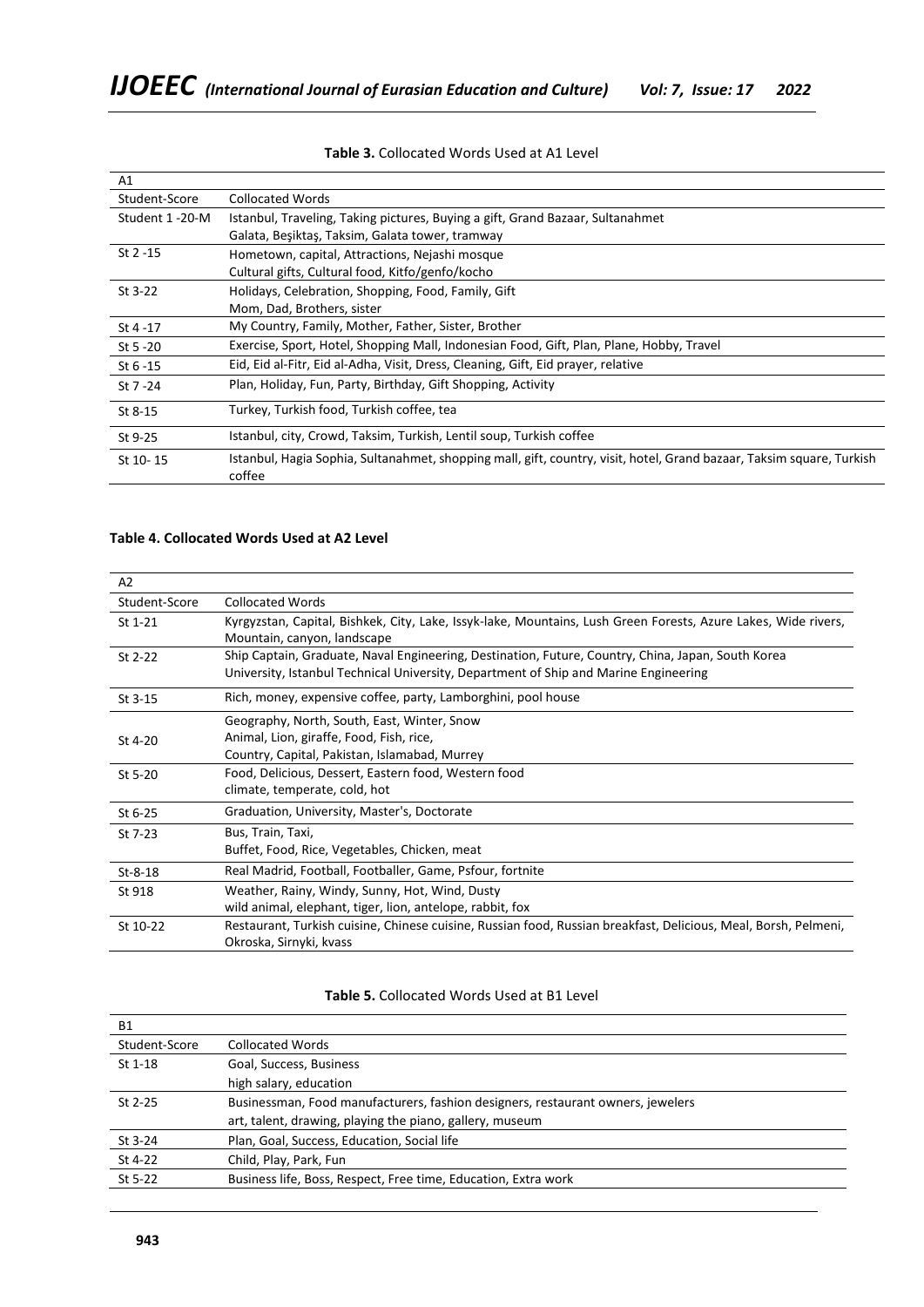**Table 3.** Collocated Words Used at A1 Level

| A1 | |
|---|---|
| Student-Score | Collocated Words |
| Student 1 -20-M | Istanbul, Traveling, Taking pictures, Buying a gift, Grand Bazaar, Sultanahmet Galata, Beşiktaş, Taksim, Galata tower, tramway |
| St 2 -15 | Hometown, capital, Attractions, Nejashi mosque Cultural gifts, Cultural food, Kitfo/genfo/kocho |
| St 3-22 | Holidays, Celebration, Shopping, Food, Family, Gift Mom, Dad, Brothers, sister |
| St 4 -17 | My Country, Family, Mother, Father, Sister, Brother |
| St 5 -20 | Exercise, Sport, Hotel, Shopping Mall, Indonesian Food, Gift, Plan, Plane, Hobby, Travel |
| St 6 -15 | Eid, Eid al-Fitr, Eid al-Adha, Visit, Dress, Cleaning, Gift, Eid prayer, relative |
| St 7 -24 | Plan, Holiday, Fun, Party, Birthday, Gift Shopping, Activity |
| St 8-15 | Turkey, Turkish food, Turkish coffee, tea |
| St 9-25 | Istanbul, city, Crowd, Taksim, Turkish, Lentil soup, Turkish coffee |
| St 10- 15 | Istanbul, Hagia Sophia, Sultanahmet, shopping mall, gift, country, visit, hotel, Grand bazaar, Taksim square, Turkish coffee |

**Table 4. Collocated Words Used at A2 Level**

| A2 | |
|---|---|
| Student-Score | Collocated Words |
| St 1-21 | Kyrgyzstan, Capital, Bishkek, City, Lake, Issyk-lake, Mountains, Lush Green Forests, Azure Lakes, Wide rivers, Mountain, canyon, landscape |
| St 2-22 | Ship Captain, Graduate, Naval Engineering, Destination, Future, Country, China, Japan, South Korea University, Istanbul Technical University, Department of Ship and Marine Engineering |
| St 3-15 | Rich, money, expensive coffee, party, Lamborghini, pool house |
| St 4-20 | Geography, North, South, East, Winter, Snow Animal, Lion, giraffe, Food, Fish, rice, Country, Capital, Pakistan, Islamabad, Murrey |
| St 5-20 | Food, Delicious, Dessert, Eastern food, Western food climate, temperate, cold, hot |
| St 6-25 | Graduation, University, Master's, Doctorate |
| St 7-23 | Bus, Train, Taxi, Buffet, Food, Rice, Vegetables, Chicken, meat |
| St-8-18 | Real Madrid, Football, Footballer, Game, Psfour, fortnite |
| St 918 | Weather, Rainy, Windy, Sunny, Hot, Wind, Dusty wild animal, elephant, tiger, lion, antelope, rabbit, fox |
| St 10-22 | Restaurant, Turkish cuisine, Chinese cuisine, Russian food, Russian breakfast, Delicious, Meal, Borsh, Pelmeni, Okroska, Sirnyki, kvass |

**Table 5.** Collocated Words Used at B1 Level

| B1 | |
|---|---|
| Student-Score | Collocated Words |
| St 1-18 | Goal, Success, Business high salary, education |
| St 2-25 | Businessman, Food manufacturers, fashion designers, restaurant owners, jewelers art, talent, drawing, playing the piano, gallery, museum |
| St 3-24 | Plan, Goal, Success, Education, Social life |
| St 4-22 | Child, Play, Park, Fun |
| St 5-22 | Business life, Boss, Respect, Free time, Education, Extra work |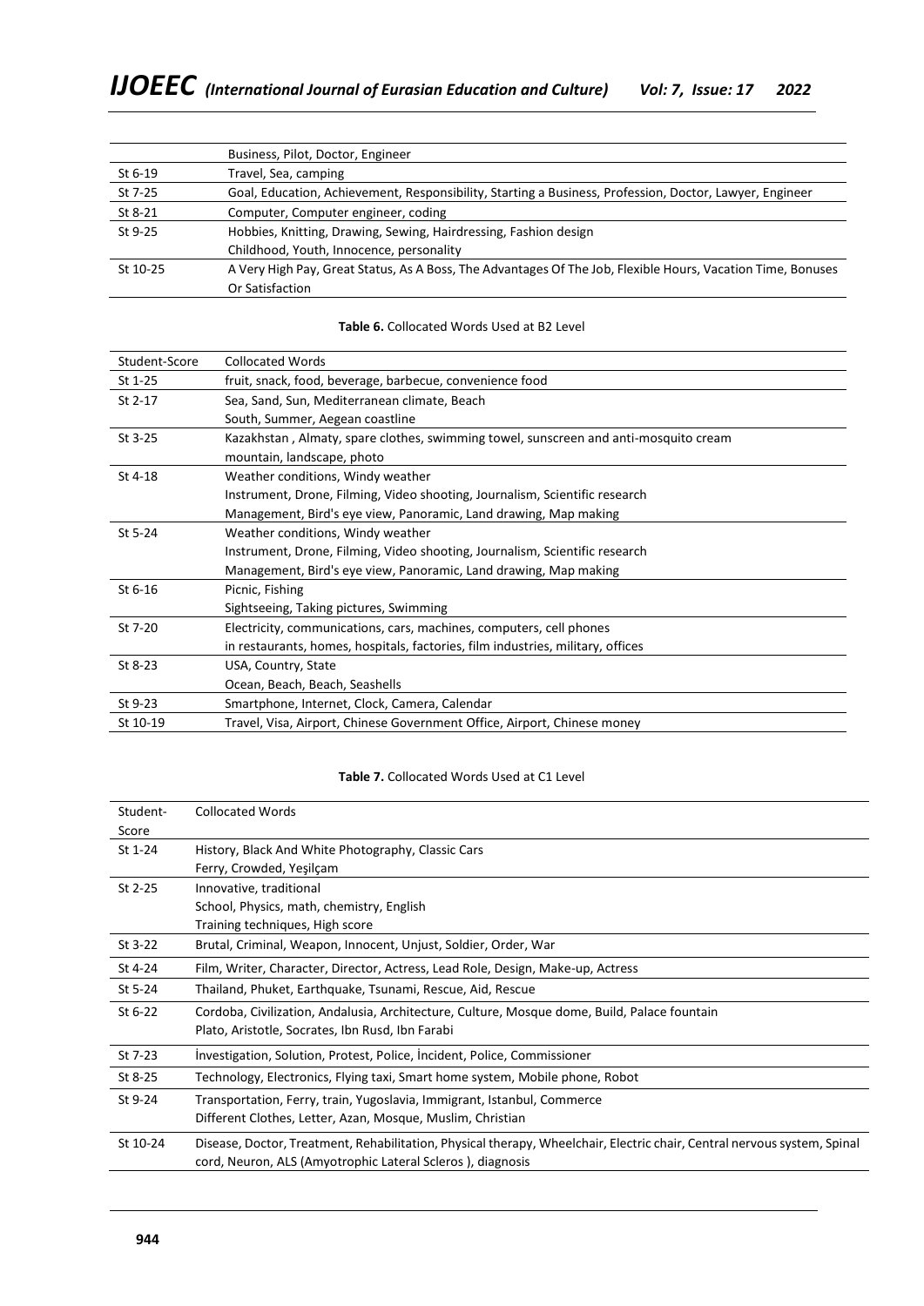| | |
|---|---|
| | Business, Pilot, Doctor, Engineer |
| St 6-19 | Travel, Sea, camping |
| St 7-25 | Goal, Education, Achievement, Responsibility, Starting a Business, Profession, Doctor, Lawyer, Engineer |
| St 8-21 | Computer, Computer engineer, coding |
| St 9-25 | Hobbies, Knitting, Drawing, Sewing, Hairdressing, Fashion design<br>Childhood, Youth, Innocence, personality |
| St 10-25 | A Very High Pay, Great Status, As A Boss, The Advantages Of The Job, Flexible Hours, Vacation Time, Bonuses Or Satisfaction |

**Table 6.** Collocated Words Used at B2 Level

| Student-Score | Collocated Words |
|---|---|
| St 1-25 | fruit, snack, food, beverage, barbecue, convenience food |
| St 2-17 | Sea, Sand, Sun, Mediterranean climate, Beach<br>South, Summer, Aegean coastline |
| St 3-25 | Kazakhstan , Almaty, spare clothes, swimming towel, sunscreen and anti-mosquito cream<br>mountain, landscape, photo |
| St 4-18 | Weather conditions, Windy weather<br>Instrument, Drone, Filming, Video shooting, Journalism, Scientific research<br>Management, Bird's eye view, Panoramic, Land drawing, Map making |
| St 5-24 | Weather conditions, Windy weather<br>Instrument, Drone, Filming, Video shooting, Journalism, Scientific research<br>Management, Bird's eye view, Panoramic, Land drawing, Map making |
| St 6-16 | Picnic, Fishing<br>Sightseeing, Taking pictures, Swimming |
| St 7-20 | Electricity, communications, cars, machines, computers, cell phones<br>in restaurants, homes, hospitals, factories, film industries, military, offices |
| St 8-23 | USA, Country, State<br>Ocean, Beach, Beach, Seashells |
| St 9-23 | Smartphone, Internet, Clock, Camera, Calendar |
| St 10-19 | Travel, Visa, Airport, Chinese Government Office, Airport, Chinese money |

**Table 7.** Collocated Words Used at C1 Level

| Student-Score | Collocated Words |
|---|---|
| St 1-24 | History, Black And White Photography, Classic Cars<br>Ferry, Crowded, Yeşilçam |
| St 2-25 | Innovative, traditional<br>School, Physics, math, chemistry, English<br>Training techniques, High score |
| St 3-22 | Brutal, Criminal, Weapon, Innocent, Unjust, Soldier, Order, War |
| St 4-24 | Film, Writer, Character, Director, Actress, Lead Role, Design, Make-up, Actress |
| St 5-24 | Thailand, Phuket, Earthquake, Tsunami, Rescue, Aid, Rescue |
| St 6-22 | Cordoba, Civilization, Andalusia, Architecture, Culture, Mosque dome, Build, Palace fountain<br>Plato, Aristotle, Socrates, Ibn Rusd, Ibn Farabi |
| St 7-23 | İnvestigation, Solution, Protest, Police, İncident, Police, Commissioner |
| St 8-25 | Technology, Electronics, Flying taxi, Smart home system, Mobile phone, Robot |
| St 9-24 | Transportation, Ferry, train, Yugoslavia, Immigrant, Istanbul, Commerce<br>Different Clothes, Letter, Azan, Mosque, Muslim, Christian |
| St 10-24 | Disease, Doctor, Treatment, Rehabilitation, Physical therapy, Wheelchair, Electric chair, Central nervous system, Spinal cord, Neuron, ALS (Amyotrophic Lateral Scleros ), diagnosis |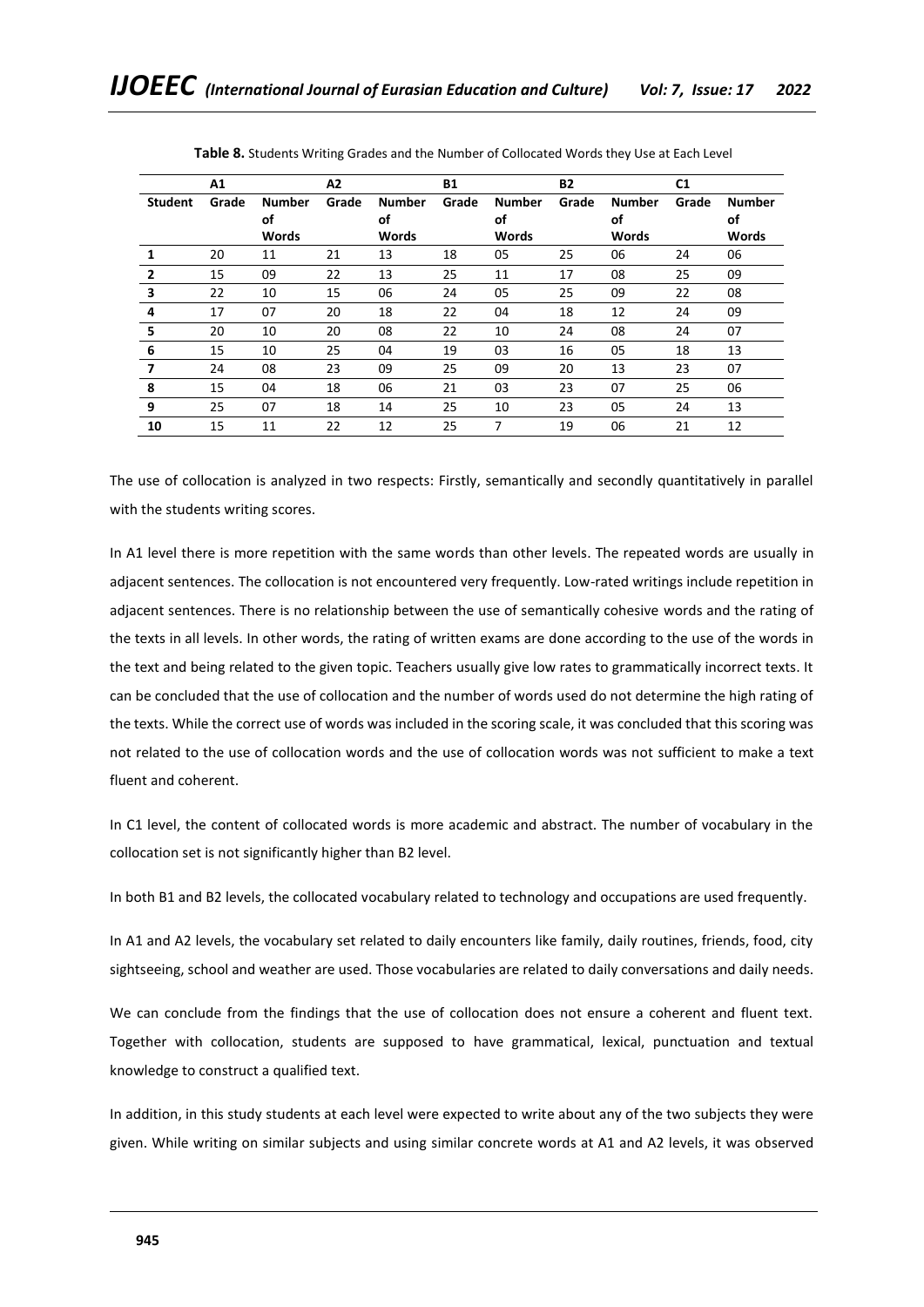**Table 8.** Students Writing Grades and the Number of Collocated Words they Use at Each Level

| | A1 | | A2 | | B1 | | B2 | | C1 | |
|---|---|---|---|---|---|---|---|---|---|---|
| **Student** | **Grade** | **Number of Words** | **Grade** | **Number of Words** | **Grade** | **Number of Words** | **Grade** | **Number of Words** | **Grade** | **Number of Words** |
| **1** | 20 | 11 | 21 | 13 | 18 | 05 | 25 | 06 | 24 | 06 |
| **2** | 15 | 09 | 22 | 13 | 25 | 11 | 17 | 08 | 25 | 09 |
| **3** | 22 | 10 | 15 | 06 | 24 | 05 | 25 | 09 | 22 | 08 |
| **4** | 17 | 07 | 20 | 18 | 22 | 04 | 18 | 12 | 24 | 09 |
| **5** | 20 | 10 | 20 | 08 | 22 | 10 | 24 | 08 | 24 | 07 |
| **6** | 15 | 10 | 25 | 04 | 19 | 03 | 16 | 05 | 18 | 13 |
| **7** | 24 | 08 | 23 | 09 | 25 | 09 | 20 | 13 | 23 | 07 |
| **8** | 15 | 04 | 18 | 06 | 21 | 03 | 23 | 07 | 25 | 06 |
| **9** | 25 | 07 | 18 | 14 | 25 | 10 | 23 | 05 | 24 | 13 |
| **10** | 15 | 11 | 22 | 12 | 25 | 7 | 19 | 06 | 21 | 12 |

The use of collocation is analyzed in two respects: Firstly, semantically and secondly quantitatively in parallel with the students writing scores.

In A1 level there is more repetition with the same words than other levels. The repeated words are usually in adjacent sentences. The collocation is not encountered very frequently. Low-rated writings include repetition in adjacent sentences. There is no relationship between the use of semantically cohesive words and the rating of the texts in all levels. In other words, the rating of written exams are done according to the use of the words in the text and being related to the given topic. Teachers usually give low rates to grammatically incorrect texts. It can be concluded that the use of collocation and the number of words used do not determine the high rating of the texts. While the correct use of words was included in the scoring scale, it was concluded that this scoring was not related to the use of collocation words and the use of collocation words was not sufficient to make a text fluent and coherent.

In C1 level, the content of collocated words is more academic and abstract. The number of vocabulary in the collocation set is not significantly higher than B2 level.

In both B1 and B2 levels, the collocated vocabulary related to technology and occupations are used frequently.

In A1 and A2 levels, the vocabulary set related to daily encounters like family, daily routines, friends, food, city sightseeing, school and weather are used. Those vocabularies are related to daily conversations and daily needs.

We can conclude from the findings that the use of collocation does not ensure a coherent and fluent text. Together with collocation, students are supposed to have grammatical, lexical, punctuation and textual knowledge to construct a qualified text.

In addition, in this study students at each level were expected to write about any of the two subjects they were given. While writing on similar subjects and using similar concrete words at A1 and A2 levels, it was observed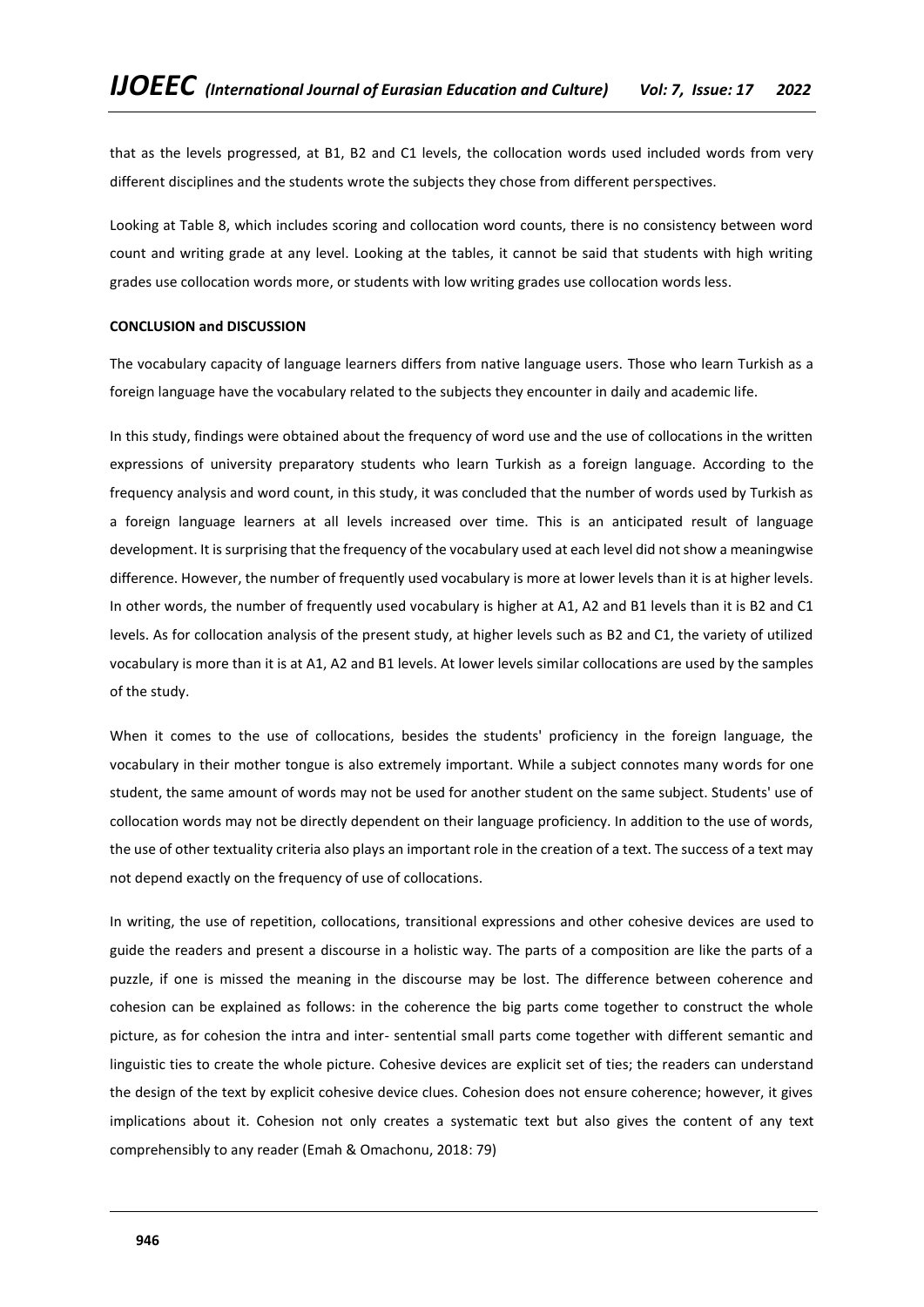that as the levels progressed, at B1, B2 and C1 levels, the collocation words used included words from very different disciplines and the students wrote the subjects they chose from different perspectives.

Looking at Table 8, which includes scoring and collocation word counts, there is no consistency between word count and writing grade at any level. Looking at the tables, it cannot be said that students with high writing grades use collocation words more, or students with low writing grades use collocation words less.

**CONCLUSION and DISCUSSION**

The vocabulary capacity of language learners differs from native language users. Those who learn Turkish as a foreign language have the vocabulary related to the subjects they encounter in daily and academic life.

In this study, findings were obtained about the frequency of word use and the use of collocations in the written expressions of university preparatory students who learn Turkish as a foreign language. According to the frequency analysis and word count, in this study, it was concluded that the number of words used by Turkish as a foreign language learners at all levels increased over time. This is an anticipated result of language development. It is surprising that the frequency of the vocabulary used at each level did not show a meaningwise difference. However, the number of frequently used vocabulary is more at lower levels than it is at higher levels. In other words, the number of frequently used vocabulary is higher at A1, A2 and B1 levels than it is B2 and C1 levels. As for collocation analysis of the present study, at higher levels such as B2 and C1, the variety of utilized vocabulary is more than it is at A1, A2 and B1 levels. At lower levels similar collocations are used by the samples of the study.

When it comes to the use of collocations, besides the students' proficiency in the foreign language, the vocabulary in their mother tongue is also extremely important. While a subject connotes many words for one student, the same amount of words may not be used for another student on the same subject. Students' use of collocation words may not be directly dependent on their language proficiency. In addition to the use of words, the use of other textuality criteria also plays an important role in the creation of a text. The success of a text may not depend exactly on the frequency of use of collocations.

In writing, the use of repetition, collocations, transitional expressions and other cohesive devices are used to guide the readers and present a discourse in a holistic way. The parts of a composition are like the parts of a puzzle, if one is missed the meaning in the discourse may be lost. The difference between coherence and cohesion can be explained as follows: in the coherence the big parts come together to construct the whole picture, as for cohesion the intra and inter- sentential small parts come together with different semantic and linguistic ties to create the whole picture. Cohesive devices are explicit set of ties; the readers can understand the design of the text by explicit cohesive device clues. Cohesion does not ensure coherence; however, it gives implications about it. Cohesion not only creates a systematic text but also gives the content of any text comprehensibly to any reader (Emah & Omachonu, 2018: 79)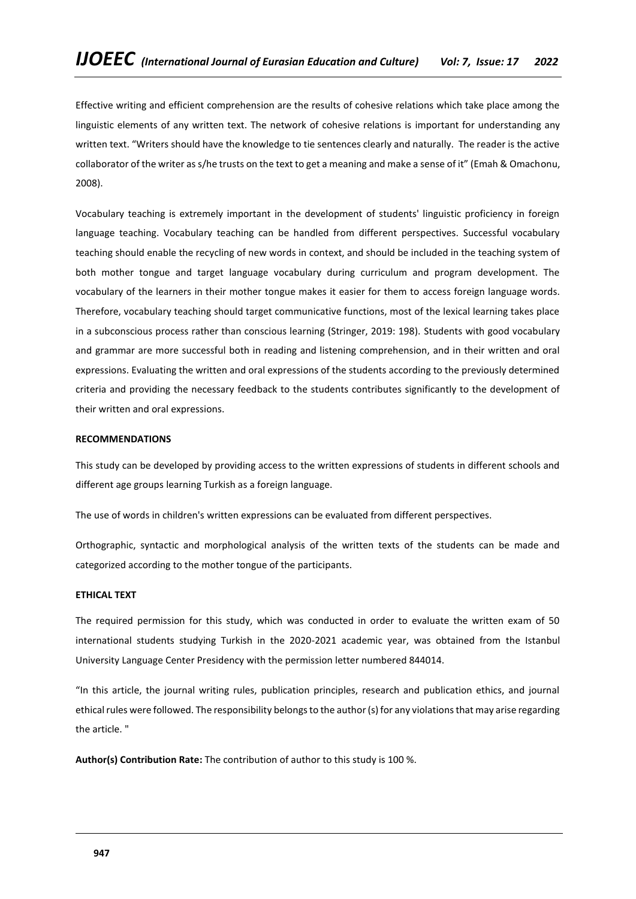Effective writing and efficient comprehension are the results of cohesive relations which take place among the linguistic elements of any written text. The network of cohesive relations is important for understanding any written text. "Writers should have the knowledge to tie sentences clearly and naturally. The reader is the active collaborator of the writer as s/he trusts on the text to get a meaning and make a sense of it" (Emah & Omachonu, 2008).

Vocabulary teaching is extremely important in the development of students' linguistic proficiency in foreign language teaching. Vocabulary teaching can be handled from different perspectives. Successful vocabulary teaching should enable the recycling of new words in context, and should be included in the teaching system of both mother tongue and target language vocabulary during curriculum and program development. The vocabulary of the learners in their mother tongue makes it easier for them to access foreign language words. Therefore, vocabulary teaching should target communicative functions, most of the lexical learning takes place in a subconscious process rather than conscious learning (Stringer, 2019: 198). Students with good vocabulary and grammar are more successful both in reading and listening comprehension, and in their written and oral expressions. Evaluating the written and oral expressions of the students according to the previously determined criteria and providing the necessary feedback to the students contributes significantly to the development of their written and oral expressions.

**RECOMMENDATIONS**

This study can be developed by providing access to the written expressions of students in different schools and different age groups learning Turkish as a foreign language.

The use of words in children's written expressions can be evaluated from different perspectives.

Orthographic, syntactic and morphological analysis of the written texts of the students can be made and categorized according to the mother tongue of the participants.

**ETHICAL TEXT**

The required permission for this study, which was conducted in order to evaluate the written exam of 50 international students studying Turkish in the 2020-2021 academic year, was obtained from the Istanbul University Language Center Presidency with the permission letter numbered 844014.

"In this article, the journal writing rules, publication principles, research and publication ethics, and journal ethical rules were followed. The responsibility belongs to the author (s) for any violations that may arise regarding the article. "

**Author(s) Contribution Rate:** The contribution of author to this study is 100 %.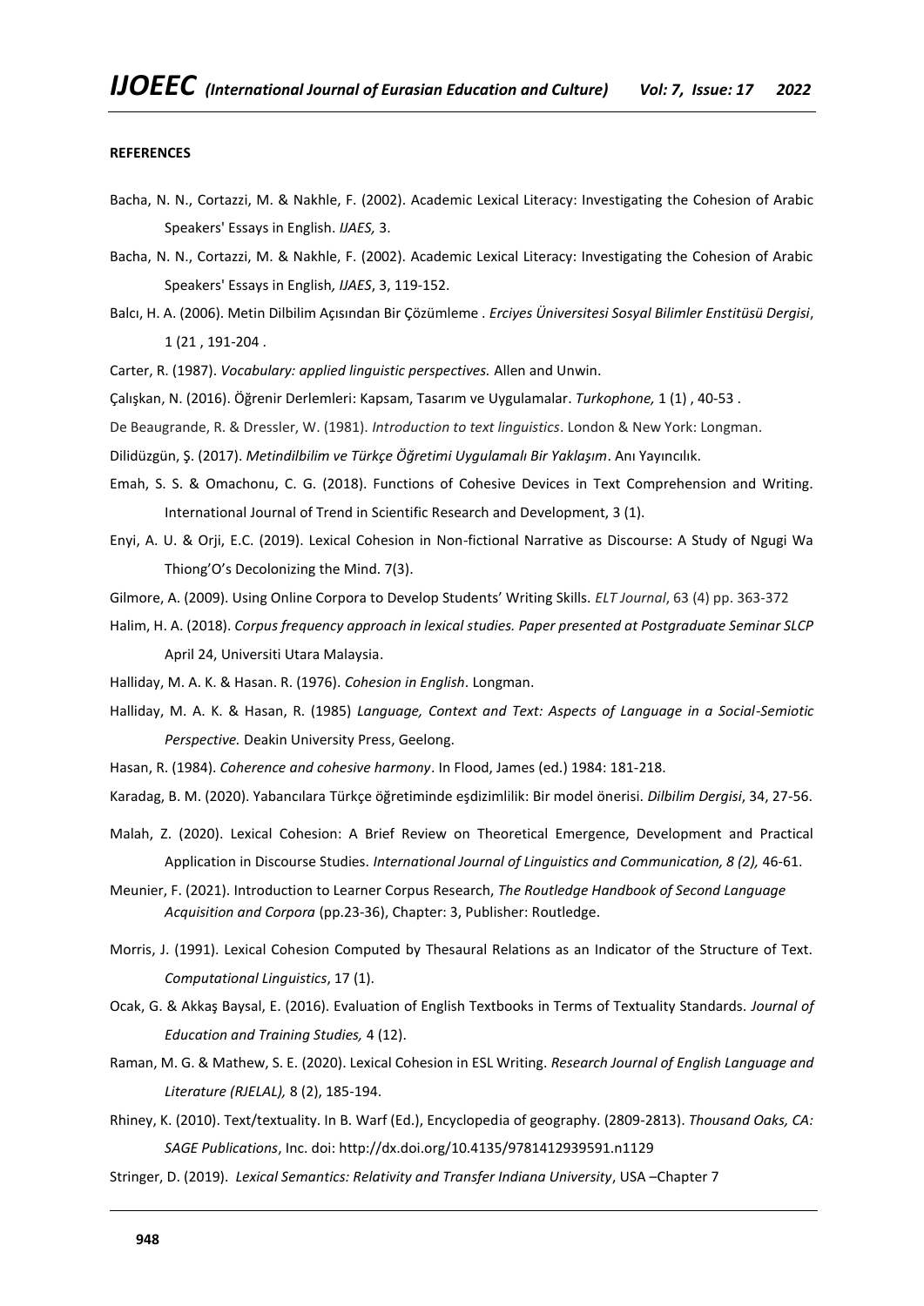**REFERENCES**

Bacha, N. N., Cortazzi, M. & Nakhle, F. (2002). Academic Lexical Literacy: Investigating the Cohesion of Arabic Speakers' Essays in English. *IJAES,* 3.

Bacha, N. N., Cortazzi, M. & Nakhle, F. (2002). Academic Lexical Literacy: Investigating the Cohesion of Arabic Speakers' Essays in English*, IJAES*, 3, 119-152.

Balcı, H. A. (2006). Metin Dilbilim Açısından Bir Çözümleme . *Erciyes Üniversitesi Sosyal Bilimler Enstitüsü Dergisi*, 1 (21 , 191-204 .

Carter, R. (1987). *Vocabulary: applied linguistic perspectives.* Allen and Unwin.

Çalışkan, N. (2016). Öğrenir Derlemleri: Kapsam, Tasarım ve Uygulamalar. *Turkophone,* 1 (1) , 40-53 .

De Beaugrande, R. & Dressler, W. (1981). *Introduction to text linguistics*. London & New York: Longman.

Dilidüzgün, Ş. (2017). *Metindilbilim ve Türkçe Öğretimi Uygulamalı Bir Yaklaşım*. Anı Yayıncılık.

Emah, S. S. & Omachonu, C. G. (2018). Functions of Cohesive Devices in Text Comprehension and Writing. International Journal of Trend in Scientific Research and Development, 3 (1).

Enyi, A. U. & Orji, E.C. (2019). Lexical Cohesion in Non-fictional Narrative as Discourse: A Study of Ngugi Wa Thiong'O's Decolonizing the Mind. 7(3).

Gilmore, A. (2009). Using Online Corpora to Develop Students' Writing Skills. *ELT Journal*, 63 (4) pp. 363-372

Halim, H. A. (2018). *Corpus frequency approach in lexical studies. Paper presented at Postgraduate Seminar SLCP* April 24, Universiti Utara Malaysia.

Halliday, M. A. K. & Hasan. R. (1976). *Cohesion in English*. Longman.

Halliday, M. A. K. & Hasan, R. (1985) *Language, Context and Text: Aspects of Language in a Social-Semiotic Perspective.* Deakin University Press, Geelong.

Hasan, R. (1984). *Coherence and cohesive harmony*. In Flood, James (ed.) 1984: 181-218.

Karadag, B. M. (2020). Yabancılara Türkçe öğretiminde eşdizimlilik: Bir model önerisi. *Dilbilim Dergisi*, 34, 27-56.

Malah, Z. (2020). Lexical Cohesion: A Brief Review on Theoretical Emergence, Development and Practical Application in Discourse Studies. *International Journal of Linguistics and Communication, 8 (2),* 46-61.

Meunier, F. (2021). Introduction to Learner Corpus Research, *The Routledge Handbook of Second Language Acquisition and Corpora* (pp.23-36), Chapter: 3, Publisher: Routledge.

Morris, J. (1991). Lexical Cohesion Computed by Thesaural Relations as an Indicator of the Structure of Text. *Computational Linguistics*, 17 (1).

Ocak, G. & Akkaş Baysal, E. (2016). Evaluation of English Textbooks in Terms of Textuality Standards. *Journal of Education and Training Studies,* 4 (12).

Raman, M. G. & Mathew, S. E. (2020). Lexical Cohesion in ESL Writing. *Research Journal of English Language and Literature (RJELAL),* 8 (2), 185-194.

Rhiney, K. (2010). Text/textuality. In B. Warf (Ed.), Encyclopedia of geography. (2809-2813). *Thousand Oaks, CA: SAGE Publications*, Inc. doi: http://dx.doi.org/10.4135/9781412939591.n1129

Stringer, D. (2019). *Lexical Semantics: Relativity and Transfer Indiana University*, USA –Chapter 7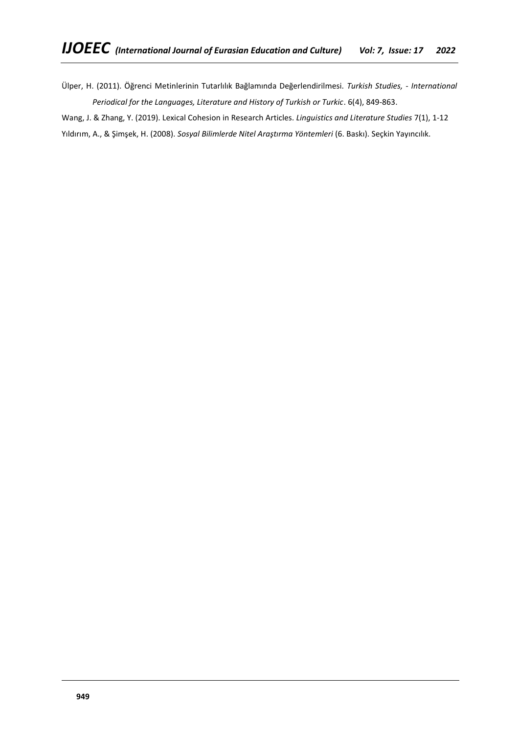Ülper, H. (2011). Öğrenci Metinlerinin Tutarlılık Bağlamında Değerlendirilmesi. *Turkish Studies, - International Periodical for the Languages, Literature and History of Turkish or Turkic*. 6(4), 849-863.

Wang, J. & Zhang, Y. (2019). Lexical Cohesion in Research Articles. *Linguistics and Literature Studies* 7(1), 1-12

Yıldırım, A., & Şimşek, H. (2008). *Sosyal Bilimlerde Nitel Araştırma Yöntemleri* (6. Baskı). Seçkin Yayıncılık.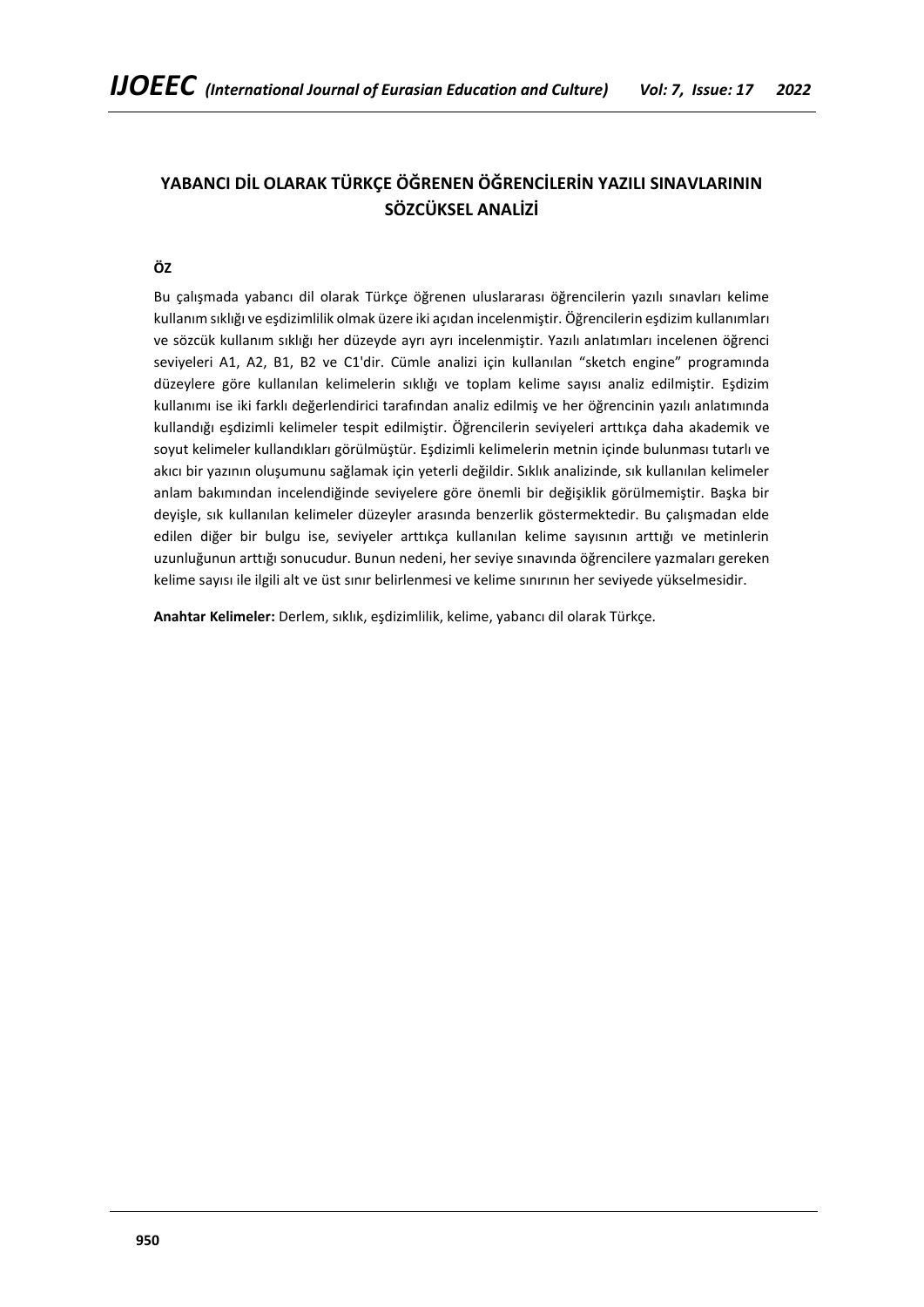## YABANCI DİL OLARAK TÜRKÇE ÖĞRENEN ÖĞRENCİLERİN YAZILI SINAVLARININ SÖZCÜKSEL ANALİZİ

### ÖZ

Bu çalışmada yabancı dil olarak Türkçe öğrenen uluslararası öğrencilerin yazılı sınavları kelime kullanım sıklığı ve eşdizimlilik olmak üzere iki açıdan incelenmiştir. Öğrencilerin eşdizim kullanımları ve sözcük kullanım sıklığı her düzeyde ayrı ayrı incelenmiştir. Yazılı anlatımları incelenen öğrenci seviyeleri A1, A2, B1, B2 ve C1'dir. Cümle analizi için kullanılan "sketch engine" programında düzeylere göre kullanılan kelimelerin sıklığı ve toplam kelime sayısı analiz edilmiştir. Eşdizim kullanımı ise iki farklı değerlendirici tarafından analiz edilmiş ve her öğrencinin yazılı anlatımında kullandığı eşdizimli kelimeler tespit edilmiştir. Öğrencilerin seviyeleri arttıkça daha akademik ve soyut kelimeler kullandıkları görülmüştür. Eşdizimli kelimelerin metnin içinde bulunması tutarlı ve akıcı bir yazının oluşumunu sağlamak için yeterli değildir. Sıklık analizinde, sık kullanılan kelimeler anlam bakımından incelendiğinde seviyelere göre önemli bir değişiklik görülmemiştir. Başka bir deyişle, sık kullanılan kelimeler düzeyler arasında benzerlik göstermektedir. Bu çalışmadan elde edilen diğer bir bulgu ise, seviyeler arttıkça kullanılan kelime sayısının arttığı ve metinlerin uzunluğunun arttığı sonucudur. Bunun nedeni, her seviye sınavında öğrencilere yazmaları gereken kelime sayısı ile ilgili alt ve üst sınır belirlenmesi ve kelime sınırının her seviyede yükselmesidir.

**Anahtar Kelimeler:** Derlem, sıklık, eşdizimlilik, kelime, yabancı dil olarak Türkçe.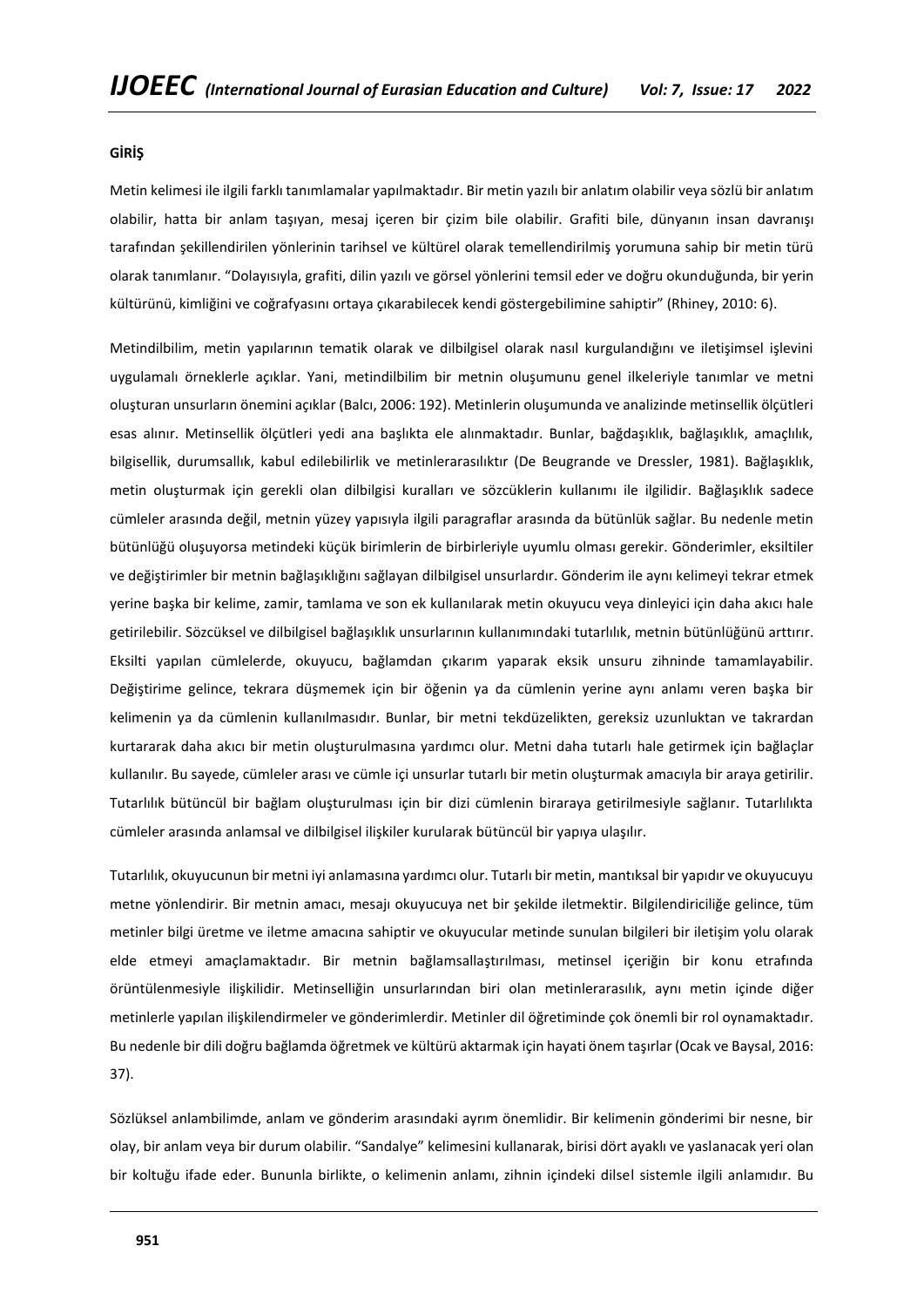**GİRİŞ**

Metin kelimesi ile ilgili farklı tanımlamalar yapılmaktadır. Bir metin yazılı bir anlatım olabilir veya sözlü bir anlatım olabilir, hatta bir anlam taşıyan, mesaj içeren bir çizim bile olabilir. Grafiti bile, dünyanın insan davranışı tarafından şekillendirilen yönlerinin tarihsel ve kültürel olarak temellendirilmiş yorumuna sahip bir metin türü olarak tanımlanır. "Dolayısıyla, grafiti, dilin yazılı ve görsel yönlerini temsil eder ve doğru okunduğunda, bir yerin kültürünü, kimliğini ve coğrafyasını ortaya çıkarabilecek kendi göstergebilimine sahiptir" (Rhiney, 2010: 6).

Metindilbilim, metin yapılarının tematik olarak ve dilbilgisel olarak nasıl kurgulandığını ve iletişimsel işlevini uygulamalı örneklerle açıklar. Yani, metindilbilim bir metnin oluşumunu genel ilkeleriyle tanımlar ve metni oluşturan unsurların önemini açıklar (Balcı, 2006: 192). Metinlerin oluşumunda ve analizinde metinsellik ölçütleri esas alınır. Metinsellik ölçütleri yedi ana başlıkta ele alınmaktadır. Bunlar, bağdaşıklık, bağlaşıklık, amaçlılık, bilgisellik, durumsallık, kabul edilebilirlik ve metinlerarasılıktır (De Beugrande ve Dressler, 1981). Bağlaşıklık, metin oluşturmak için gerekli olan dilbilgisi kuralları ve sözcüklerin kullanımı ile ilgilidir. Bağlaşıklık sadece cümleler arasında değil, metnin yüzey yapısıyla ilgili paragraflar arasında da bütünlük sağlar. Bu nedenle metin bütünlüğü oluşuyorsa metindeki küçük birimlerin de birbirleriyle uyumlu olması gerekir. Gönderimler, eksiltiler ve değiştirimler bir metnin bağlaşıklığını sağlayan dilbilgisel unsurlardır. Gönderim ile aynı kelimeyi tekrar etmek yerine başka bir kelime, zamir, tamlama ve son ek kullanılarak metin okuyucu veya dinleyici için daha akıcı hale getirilebilir. Sözcüksel ve dilbilgisel bağlaşıklık unsurlarının kullanımındaki tutarlılık, metnin bütünlüğünü arttırır. Eksilti yapılan cümlelerde, okuyucu, bağlamdan çıkarım yaparak eksik unsuru zihninde tamamlayabilir. Değiştirime gelince, tekrara düşmemek için bir öğenin ya da cümlenin yerine aynı anlamı veren başka bir kelimenin ya da cümlenin kullanılmasıdır. Bunlar, bir metni tekdüzelikten, gereksiz uzunluktan ve takrardan kurtararak daha akıcı bir metin oluşturulmasına yardımcı olur. Metni daha tutarlı hale getirmek için bağlaçlar kullanılır. Bu sayede, cümleler arası ve cümle içi unsurlar tutarlı bir metin oluşturmak amacıyla bir araya getirilir. Tutarlılık bütüncül bir bağlam oluşturulması için bir dizi cümlenin biraraya getirilmesiyle sağlanır. Tutarlılıkta cümleler arasında anlamsal ve dilbilgisel ilişkiler kurularak bütüncül bir yapıya ulaşılır.

Tutarlılık, okuyucunun bir metni iyi anlamasına yardımcı olur. Tutarlı bir metin, mantıksal bir yapıdır ve okuyucuyu metne yönlendirir. Bir metnin amacı, mesajı okuyucuya net bir şekilde iletmektir. Bilgilendiriciliğe gelince, tüm metinler bilgi üretme ve iletme amacına sahiptir ve okuyucular metinde sunulan bilgileri bir iletişim yolu olarak elde etmeyi amaçlamaktadır. Bir metnin bağlamsallaştırılması, metinsel içeriğin bir konu etrafında örüntülenmesiyle ilişkilidir. Metinselliğin unsurlarından biri olan metinlerarasılık, aynı metin içinde diğer metinlerle yapılan ilişkilendirmeler ve gönderimlerdir. Metinler dil öğretiminde çok önemli bir rol oynamaktadır. Bu nedenle bir dili doğru bağlamda öğretmek ve kültürü aktarmak için hayati önem taşırlar (Ocak ve Baysal, 2016: 37).

Sözlüksel anlambilimde, anlam ve gönderim arasındaki ayrım önemlidir. Bir kelimenin gönderimi bir nesne, bir olay, bir anlam veya bir durum olabilir. "Sandalye" kelimesini kullanarak, birisi dört ayaklı ve yaslanacak yeri olan bir koltuğu ifade eder. Bununla birlikte, o kelimenin anlamı, zihnin içindeki dilsel sistemle ilgili anlamıdır. Bu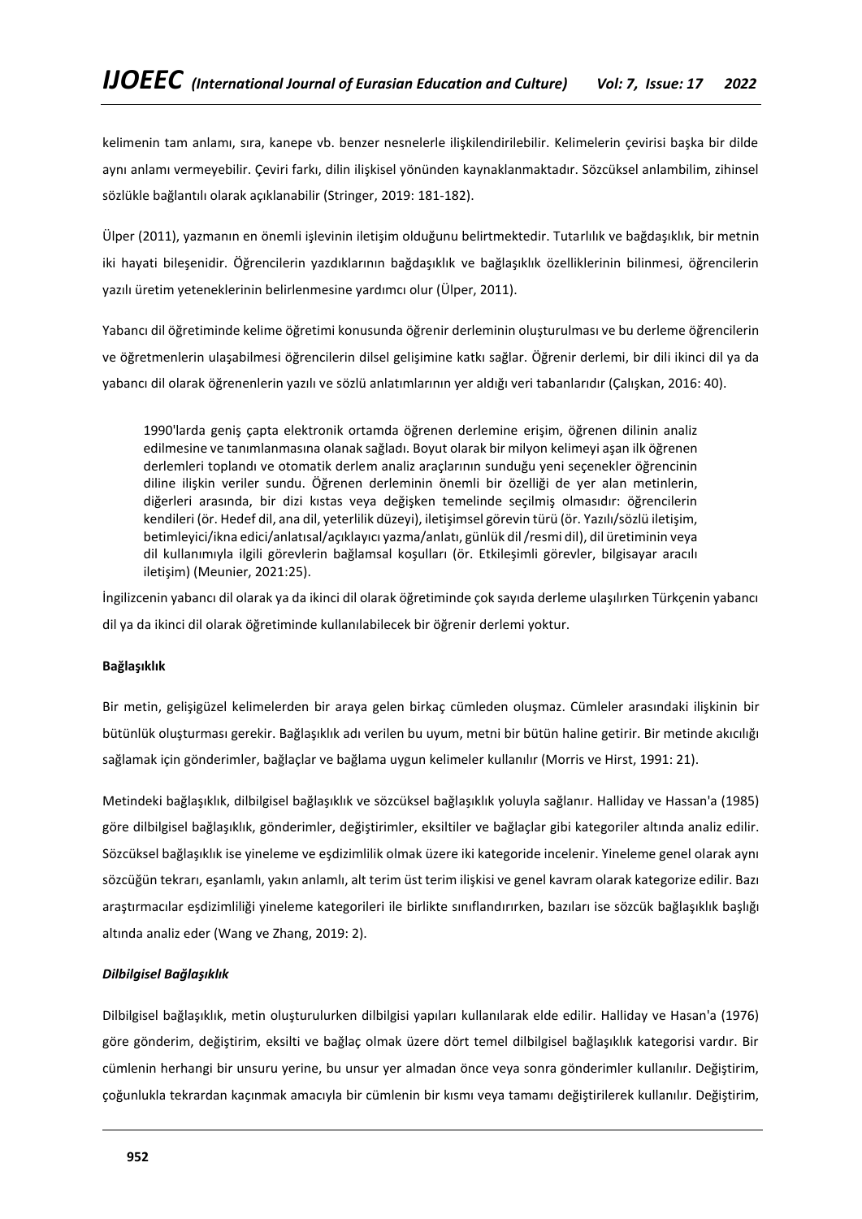kelimenin tam anlamı, sıra, kanepe vb. benzer nesnelerle ilişkilendirilebilir. Kelimelerin çevirisi başka bir dilde aynı anlamı vermeyebilir. Çeviri farkı, dilin ilişkisel yönünden kaynaklanmaktadır. Sözcüksel anlambilim, zihinsel sözlükle bağlantılı olarak açıklanabilir (Stringer, 2019: 181-182).

Ülper (2011), yazmanın en önemli işlevinin iletişim olduğunu belirtmektedir. Tutarlılık ve bağdaşıklık, bir metnin iki hayati bileşenidir. Öğrencilerin yazdıklarının bağdaşıklık ve bağlaşıklık özelliklerinin bilinmesi, öğrencilerin yazılı üretim yeteneklerinin belirlenmesine yardımcı olur (Ülper, 2011).

Yabancı dil öğretiminde kelime öğretimi konusunda öğrenir derleminin oluşturulması ve bu derleme öğrencilerin ve öğretmenlerin ulaşabilmesi öğrencilerin dilsel gelişimine katkı sağlar. Öğrenir derlemi, bir dili ikinci dil ya da yabancı dil olarak öğrenenlerin yazılı ve sözlü anlatımlarının yer aldığı veri tabanlarıdır (Çalışkan, 2016: 40).

> 1990'larda geniş çapta elektronik ortamda öğrenen derlemine erişim, öğrenen dilinin analiz edilmesine ve tanımlanmasına olanak sağladı. Boyut olarak bir milyon kelimeyi aşan ilk öğrenen derlemleri toplandı ve otomatik derlem analiz araçlarının sunduğu yeni seçenekler öğrencinin diline ilişkin veriler sundu. Öğrenen derleminin önemli bir özelliği de yer alan metinlerin, diğerleri arasında, bir dizi kıstas veya değişken temelinde seçilmiş olmasıdır: öğrencilerin kendileri (ör. Hedef dil, ana dil, yeterlilik düzeyi), iletişimsel görevin türü (ör. Yazılı/sözlü iletişim, betimleyici/ikna edici/anlatısal/açıklayıcı yazma/anlatı, günlük dil /resmi dil), dil üretiminin veya dil kullanımıyla ilgili görevlerin bağlamsal koşulları (ör. Etkileşimli görevler, bilgisayar aracılı iletişim) (Meunier, 2021:25).

İngilizcenin yabancı dil olarak ya da ikinci dil olarak öğretiminde çok sayıda derleme ulaşılırken Türkçenin yabancı dil ya da ikinci dil olarak öğretiminde kullanılabilecek bir öğrenir derlemi yoktur.

**Bağlaşıklık**

Bir metin, gelişigüzel kelimelerden bir araya gelen birkaç cümleden oluşmaz. Cümleler arasındaki ilişkinin bir bütünlük oluşturması gerekir. Bağlaşıklık adı verilen bu uyum, metni bir bütün haline getirir. Bir metinde akıcılığı sağlamak için gönderimler, bağlaçlar ve bağlama uygun kelimeler kullanılır (Morris ve Hirst, 1991: 21).

Metindeki bağlaşıklık, dilbilgisel bağlaşıklık ve sözcüksel bağlaşıklık yoluyla sağlanır. Halliday ve Hassan'a (1985) göre dilbilgisel bağlaşıklık, gönderimler, değiştirimler, eksiltiler ve bağlaçlar gibi kategoriler altında analiz edilir. Sözcüksel bağlaşıklık ise yineleme ve eşdizimlilik olmak üzere iki kategoride incelenir. Yineleme genel olarak aynı sözcüğün tekrarı, eşanlamlı, yakın anlamlı, alt terim üst terim ilişkisi ve genel kavram olarak kategorize edilir. Bazı araştırmacılar eşdizimliliği yineleme kategorileri ile birlikte sınıflandırırken, bazıları ise sözcük bağlaşıklık başlığı altında analiz eder (Wang ve Zhang, 2019: 2).

***Dilbilgisel Bağlaşıklık***

Dilbilgisel bağlaşıklık, metin oluşturulurken dilbilgisi yapıları kullanılarak elde edilir. Halliday ve Hasan'a (1976) göre gönderim, değiştirim, eksilti ve bağlaç olmak üzere dört temel dilbilgisel bağlaşıklık kategorisi vardır. Bir cümlenin herhangi bir unsuru yerine, bu unsur yer almadan önce veya sonra gönderimler kullanılır. Değiştirim, çoğunlukla tekrardan kaçınmak amacıyla bir cümlenin bir kısmı veya tamamı değiştirilerek kullanılır. Değiştirim,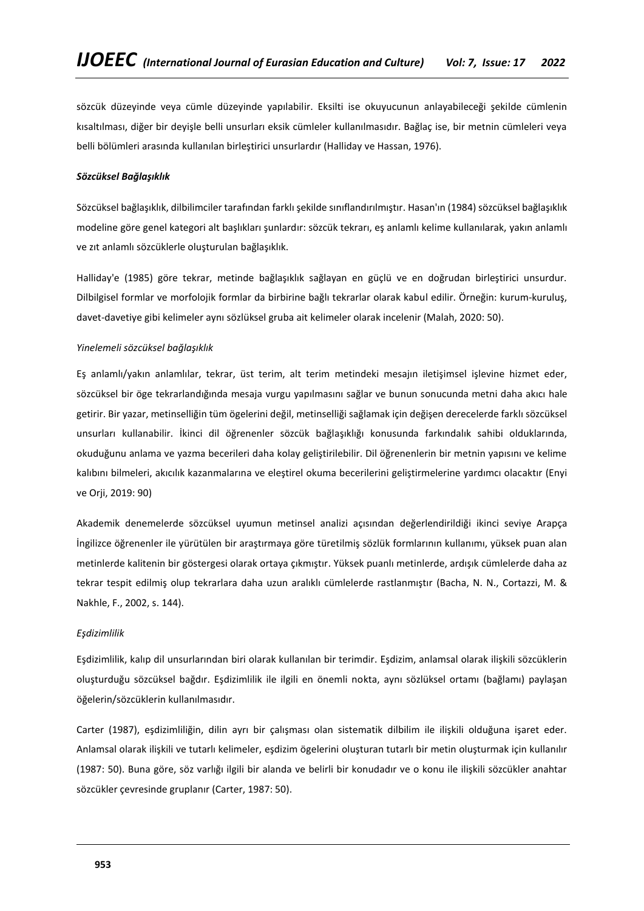sözcük düzeyinde veya cümle düzeyinde yapılabilir. Eksilti ise okuyucunun anlayabileceği şekilde cümlenin kısaltılması, diğer bir deyişle belli unsurları eksik cümleler kullanılmasıdır. Bağlaç ise, bir metnin cümleleri veya belli bölümleri arasında kullanılan birleştirici unsurlardır (Halliday ve Hassan, 1976).

***Sözcüksel Bağlaşıklık***

Sözcüksel bağlaşıklık, dilbilimciler tarafından farklı şekilde sınıflandırılmıştır. Hasan'ın (1984) sözcüksel bağlaşıklık modeline göre genel kategori alt başlıkları şunlardır: sözcük tekrarı, eş anlamlı kelime kullanılarak, yakın anlamlı ve zıt anlamlı sözcüklerle oluşturulan bağlaşıklık.

Halliday'e (1985) göre tekrar, metinde bağlaşıklık sağlayan en güçlü ve en doğrudan birleştirici unsurdur. Dilbilgisel formlar ve morfolojik formlar da birbirine bağlı tekrarlar olarak kabul edilir. Örneğin: kurum-kuruluş, davet-davetiye gibi kelimeler aynı sözlüksel gruba ait kelimeler olarak incelenir (Malah, 2020: 50).

*Yinelemeli sözcüksel bağlaşıklık*

Eş anlamlı/yakın anlamlılar, tekrar, üst terim, alt terim metindeki mesajın iletişimsel işlevine hizmet eder, sözcüksel bir öge tekrarlandığında mesaja vurgu yapılmasını sağlar ve bunun sonucunda metni daha akıcı hale getirir. Bir yazar, metinselliğin tüm ögelerini değil, metinselliği sağlamak için değişen derecelerde farklı sözcüksel unsurları kullanabilir. İkinci dil öğrenenler sözcük bağlaşıklığı konusunda farkındalık sahibi olduklarında, okuduğunu anlama ve yazma becerileri daha kolay geliştirilebilir. Dil öğrenenlerin bir metnin yapısını ve kelime kalıbını bilmeleri, akıcılık kazanmalarına ve eleştirel okuma becerilerini geliştirmelerine yardımcı olacaktır (Enyi ve Orji, 2019: 90)

Akademik denemelerde sözcüksel uyumun metinsel analizi açısından değerlendirildiği ikinci seviye Arapça İngilizce öğrenenler ile yürütülen bir araştırmaya göre türetilmiş sözlük formlarının kullanımı, yüksek puan alan metinlerde kalitenin bir göstergesi olarak ortaya çıkmıştır. Yüksek puanlı metinlerde, ardışık cümlelerde daha az tekrar tespit edilmiş olup tekrarlara daha uzun aralıklı cümlelerde rastlanmıştır (Bacha, N. N., Cortazzi, M. & Nakhle, F., 2002, s. 144).

*Eşdizimlilik*

Eşdizimlilik, kalıp dil unsurlarından biri olarak kullanılan bir terimdir. Eşdizim, anlamsal olarak ilişkili sözcüklerin oluşturduğu sözcüksel bağdır. Eşdizimlilik ile ilgili en önemli nokta, aynı sözlüksel ortamı (bağlamı) paylaşan öğelerin/sözcüklerin kullanılmasıdır.

Carter (1987), eşdizimliliğin, dilin ayrı bir çalışması olan sistematik dilbilim ile ilişkili olduğuna işaret eder. Anlamsal olarak ilişkili ve tutarlı kelimeler, eşdizim ögelerini oluşturan tutarlı bir metin oluşturmak için kullanılır (1987: 50). Buna göre, söz varlığı ilgili bir alanda ve belirli bir konudadır ve o konu ile ilişkili sözcükler anahtar sözcükler çevresinde gruplanır (Carter, 1987: 50).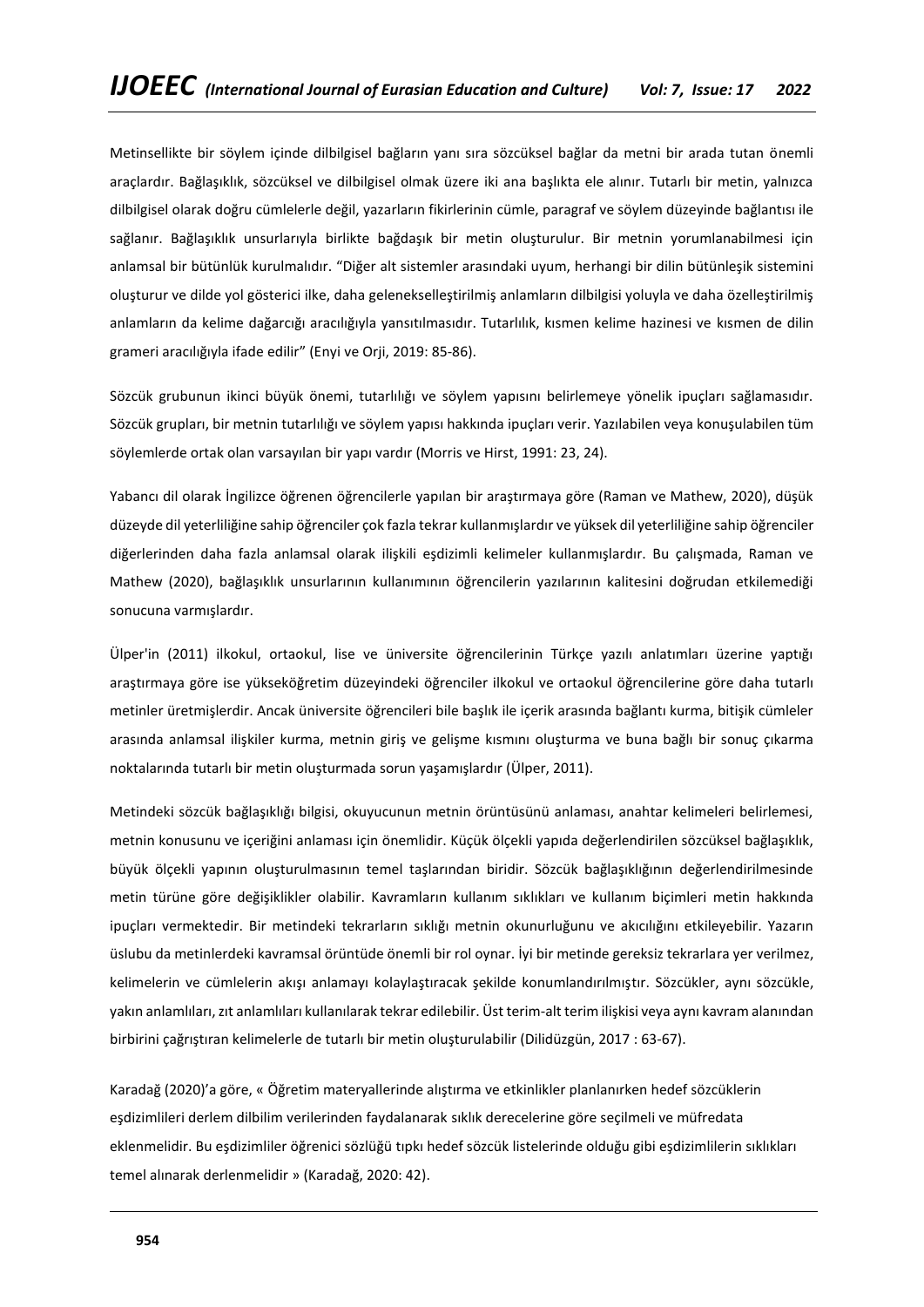Metinsellikte bir söylem içinde dilbilgisel bağların yanı sıra sözcüksel bağlar da metni bir arada tutan önemli araçlardır. Bağlaşıklık, sözcüksel ve dilbilgisel olmak üzere iki ana başlıkta ele alınır. Tutarlı bir metin, yalnızca dilbilgisel olarak doğru cümlelerle değil, yazarların fikirlerinin cümle, paragraf ve söylem düzeyinde bağlantısı ile sağlanır. Bağlaşıklık unsurlarıyla birlikte bağdaşık bir metin oluşturulur. Bir metnin yorumlanabilmesi için anlamsal bir bütünlük kurulmalıdır. "Diğer alt sistemler arasındaki uyum, herhangi bir dilin bütünleşik sistemini oluşturur ve dilde yol gösterici ilke, daha gelenekselleştirilmiş anlamların dilbilgisi yoluyla ve daha özelleştirilmiş anlamların da kelime dağarcığı aracılığıyla yansıtılmasıdır. Tutarlılık, kısmen kelime hazinesi ve kısmen de dilin grameri aracılığıyla ifade edilir" (Enyi ve Orji, 2019: 85-86).

Sözcük grubunun ikinci büyük önemi, tutarlılığı ve söylem yapısını belirlemeye yönelik ipuçları sağlamasıdır. Sözcük grupları, bir metnin tutarlılığı ve söylem yapısı hakkında ipuçları verir. Yazılabilen veya konuşulabilen tüm söylemlerde ortak olan varsayılan bir yapı vardır (Morris ve Hirst, 1991: 23, 24).

Yabancı dil olarak İngilizce öğrenen öğrencilerle yapılan bir araştırmaya göre (Raman ve Mathew, 2020), düşük düzeyde dil yeterliliğine sahip öğrenciler çok fazla tekrar kullanmışlardır ve yüksek dil yeterliliğine sahip öğrenciler diğerlerinden daha fazla anlamsal olarak ilişkili eşdizimli kelimeler kullanmışlardır. Bu çalışmada, Raman ve Mathew (2020), bağlaşıklık unsurlarının kullanımının öğrencilerin yazılarının kalitesini doğrudan etkilemediği sonucuna varmışlardır.

Ülper'in (2011) ilkokul, ortaokul, lise ve üniversite öğrencilerinin Türkçe yazılı anlatımları üzerine yaptığı araştırmaya göre ise yükseköğretim düzeyindeki öğrenciler ilkokul ve ortaokul öğrencilerine göre daha tutarlı metinler üretmişlerdir. Ancak üniversite öğrencileri bile başlık ile içerik arasında bağlantı kurma, bitişik cümleler arasında anlamsal ilişkiler kurma, metnin giriş ve gelişme kısmını oluşturma ve buna bağlı bir sonuç çıkarma noktalarında tutarlı bir metin oluşturmada sorun yaşamışlardır (Ülper, 2011).

Metindeki sözcük bağlaşıklığı bilgisi, okuyucunun metnin örüntüsünü anlaması, anahtar kelimeleri belirlemesi, metnin konusunu ve içeriğini anlaması için önemlidir. Küçük ölçekli yapıda değerlendirilen sözcüksel bağlaşıklık, büyük ölçekli yapının oluşturulmasının temel taşlarından biridir. Sözcük bağlaşıklığının değerlendirilmesinde metin türüne göre değişiklikler olabilir. Kavramların kullanım sıklıkları ve kullanım biçimleri metin hakkında ipuçları vermektedir. Bir metindeki tekrarların sıklığı metnin okunurluğunu ve akıcılığını etkileyebilir. Yazarın üslubu da metinlerdeki kavramsal örüntüde önemli bir rol oynar. İyi bir metinde gereksiz tekrarlara yer verilmez, kelimelerin ve cümlelerin akışı anlamayı kolaylaştıracak şekilde konumlandırılmıştır. Sözcükler, aynı sözcükle, yakın anlamlıları, zıt anlamlıları kullanılarak tekrar edilebilir. Üst terim-alt terim ilişkisi veya aynı kavram alanından birbirini çağrıştıran kelimelerle de tutarlı bir metin oluşturulabilir (Dilidüzgün, 2017 : 63-67).

Karadağ (2020)'a göre, « Öğretim materyallerinde alıştırma ve etkinlikler planlanırken hedef sözcüklerin eşdizimlileri derlem dilbilim verilerinden faydalanarak sıklık derecelerine göre seçilmeli ve müfredata eklenmelidir. Bu eşdizimliler öğrenici sözlüğü tıpkı hedef sözcük listelerinde olduğu gibi eşdizimlilerin sıklıkları temel alınarak derlenmelidir » (Karadağ, 2020: 42).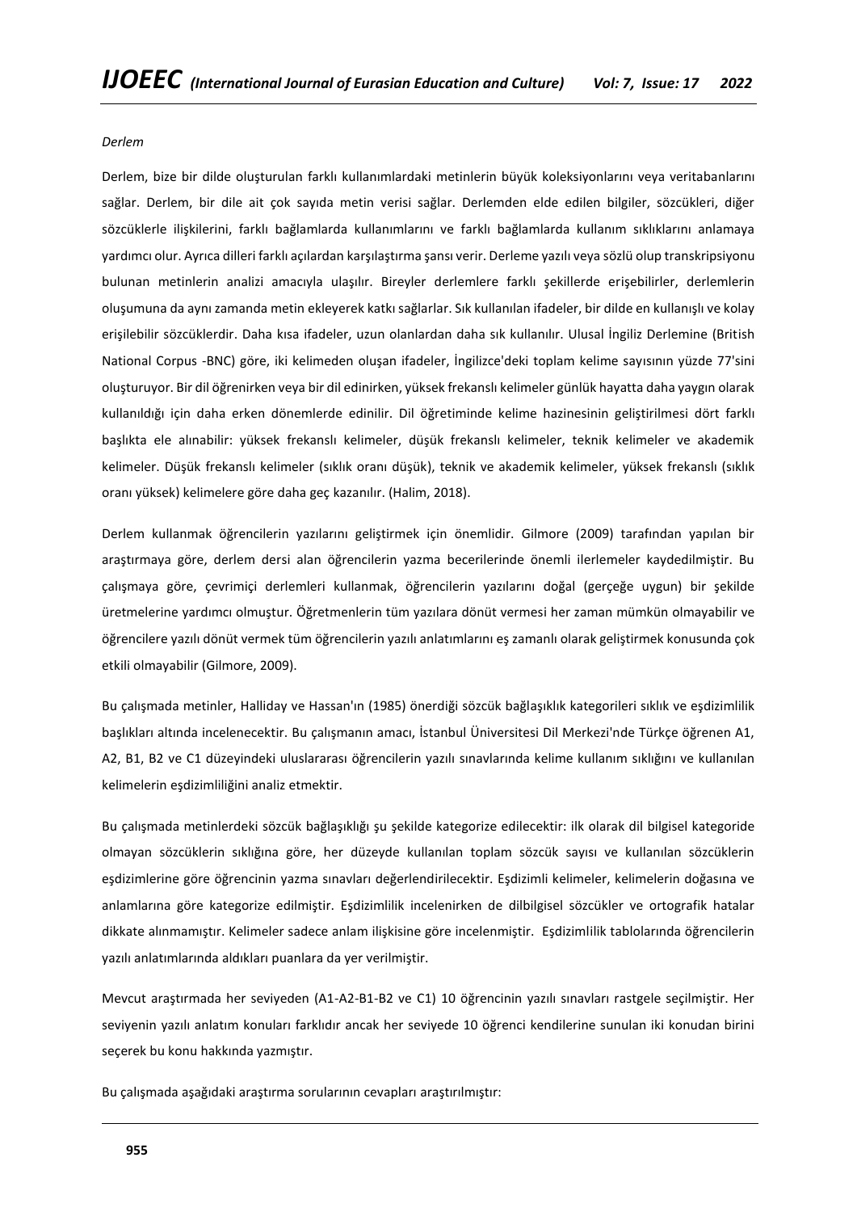*Derlem*

Derlem, bize bir dilde oluşturulan farklı kullanımlardaki metinlerin büyük koleksiyonlarını veya veritabanlarını sağlar. Derlem, bir dile ait çok sayıda metin verisi sağlar. Derlemden elde edilen bilgiler, sözcükleri, diğer sözcüklerle ilişkilerini, farklı bağlamlarda kullanımlarını ve farklı bağlamlarda kullanım sıklıklarını anlamaya yardımcı olur. Ayrıca dilleri farklı açılardan karşılaştırma şansı verir. Derleme yazılı veya sözlü olup transkripsiyonu bulunan metinlerin analizi amacıyla ulaşılır. Bireyler derlemlere farklı şekillerde erişebilirler, derlemlerin oluşumuna da aynı zamanda metin ekleyerek katkı sağlarlar. Sık kullanılan ifadeler, bir dilde en kullanışlı ve kolay erişilebilir sözcüklerdir. Daha kısa ifadeler, uzun olanlardan daha sık kullanılır. Ulusal İngiliz Derlemine (British National Corpus -BNC) göre, iki kelimeden oluşan ifadeler, İngilizce'deki toplam kelime sayısının yüzde 77'sini oluşturuyor. Bir dil öğrenirken veya bir dil edinirken, yüksek frekanslı kelimeler günlük hayatta daha yaygın olarak kullanıldığı için daha erken dönemlerde edinilir. Dil öğretiminde kelime hazinesinin geliştirilmesi dört farklı başlıkta ele alınabilir: yüksek frekanslı kelimeler, düşük frekanslı kelimeler, teknik kelimeler ve akademik kelimeler. Düşük frekanslı kelimeler (sıklık oranı düşük), teknik ve akademik kelimeler, yüksek frekanslı (sıklık oranı yüksek) kelimelere göre daha geç kazanılır. (Halim, 2018).

Derlem kullanmak öğrencilerin yazılarını geliştirmek için önemlidir. Gilmore (2009) tarafından yapılan bir araştırmaya göre, derlem dersi alan öğrencilerin yazma becerilerinde önemli ilerlemeler kaydedilmiştir. Bu çalışmaya göre, çevrimiçi derlemleri kullanmak, öğrencilerin yazılarını doğal (gerçeğe uygun) bir şekilde üretmelerine yardımcı olmuştur. Öğretmenlerin tüm yazılara dönüt vermesi her zaman mümkün olmayabilir ve öğrencilere yazılı dönüt vermek tüm öğrencilerin yazılı anlatımlarını eş zamanlı olarak geliştirmek konusunda çok etkili olmayabilir (Gilmore, 2009).

Bu çalışmada metinler, Halliday ve Hassan'ın (1985) önerdiği sözcük bağlaşıklık kategorileri sıklık ve eşdizimlilik başlıkları altında incelenecektir. Bu çalışmanın amacı, İstanbul Üniversitesi Dil Merkezi'nde Türkçe öğrenen A1, A2, B1, B2 ve C1 düzeyindeki uluslararası öğrencilerin yazılı sınavlarında kelime kullanım sıklığını ve kullanılan kelimelerin eşdizimliliğini analiz etmektir.

Bu çalışmada metinlerdeki sözcük bağlaşıklığı şu şekilde kategorize edilecektir: ilk olarak dil bilgisel kategoride olmayan sözcüklerin sıklığına göre, her düzeyde kullanılan toplam sözcük sayısı ve kullanılan sözcüklerin eşdizimlerine göre öğrencinin yazma sınavları değerlendirilecektir. Eşdizimli kelimeler, kelimelerin doğasına ve anlamlarına göre kategorize edilmiştir. Eşdizimlilik incelenirken de dilbilgisel sözcükler ve ortografik hatalar dikkate alınmamıştır. Kelimeler sadece anlam ilişkisine göre incelenmiştir. Eşdizimlilik tablolarında öğrencilerin yazılı anlatımlarında aldıkları puanlara da yer verilmiştir.

Mevcut araştırmada her seviyeden (A1-A2-B1-B2 ve C1) 10 öğrencinin yazılı sınavları rastgele seçilmiştir. Her seviyenin yazılı anlatım konuları farklıdır ancak her seviyede 10 öğrenci kendilerine sunulan iki konudan birini seçerek bu konu hakkında yazmıştır.

Bu çalışmada aşağıdaki araştırma sorularının cevapları araştırılmıştır: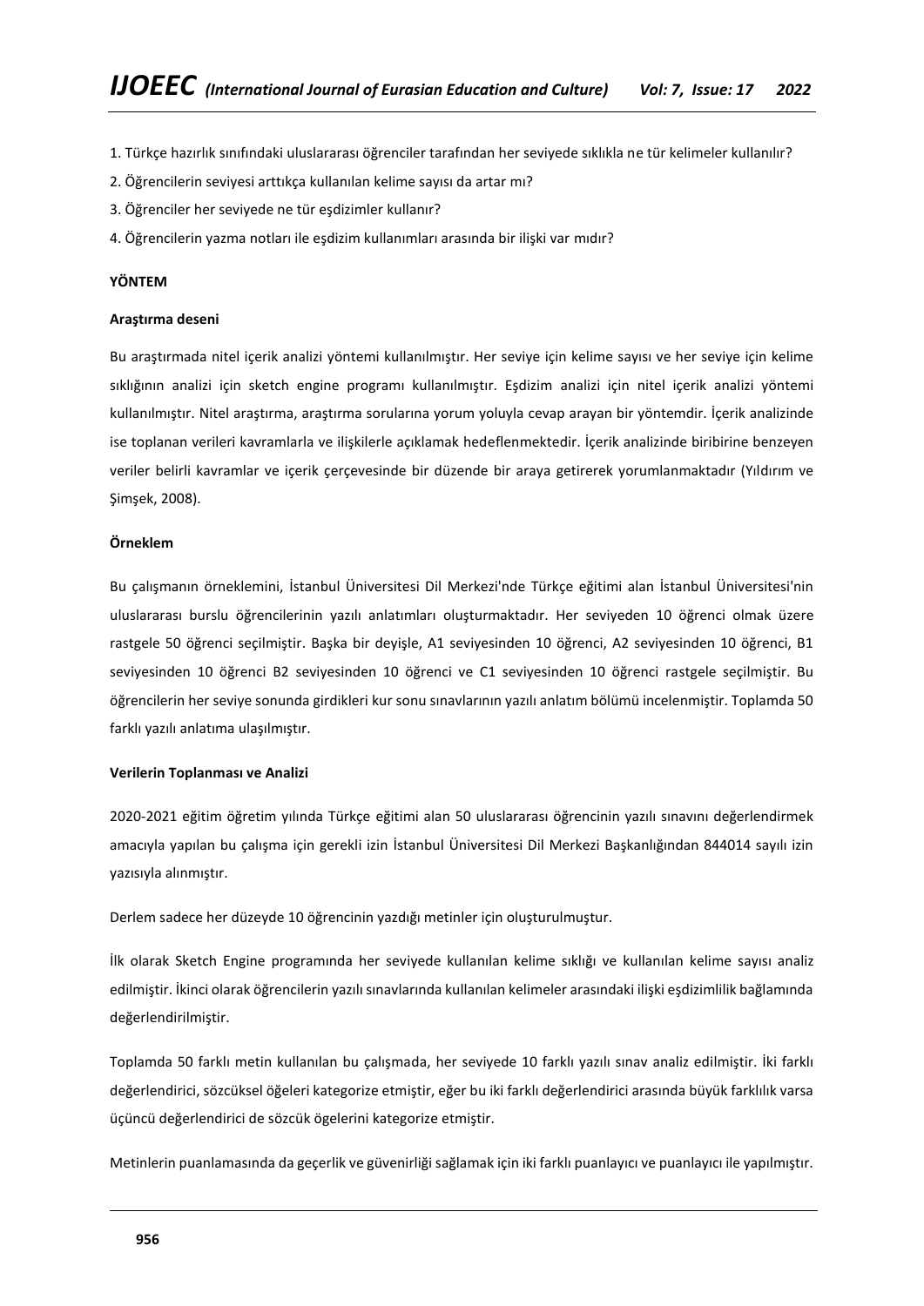1. Türkçe hazırlık sınıfındaki uluslararası öğrenciler tarafından her seviyede sıklıkla ne tür kelimeler kullanılır?

2. Öğrencilerin seviyesi arttıkça kullanılan kelime sayısı da artar mı?

3. Öğrenciler her seviyede ne tür eşdizimler kullanır?

4. Öğrencilerin yazma notları ile eşdizim kullanımları arasında bir ilişki var mıdır?

## YÖNTEM

### Araştırma deseni

Bu araştırmada nitel içerik analizi yöntemi kullanılmıştır. Her seviye için kelime sayısı ve her seviye için kelime sıklığının analizi için sketch engine programı kullanılmıştır. Eşdizim analizi için nitel içerik analizi yöntemi kullanılmıştır. Nitel araştırma, araştırma sorularına yorum yoluyla cevap arayan bir yöntemdir. İçerik analizinde ise toplanan verileri kavramlarla ve ilişkilerle açıklamak hedeflenmektedir. İçerik analizinde biribirine benzeyen veriler belirli kavramlar ve içerik çerçevesinde bir düzende bir araya getirerek yorumlanmaktadır (Yıldırım ve Şimşek, 2008).

### Örneklem

Bu çalışmanın örneklemini, İstanbul Üniversitesi Dil Merkezi'nde Türkçe eğitimi alan İstanbul Üniversitesi'nin uluslararası burslu öğrencilerinin yazılı anlatımları oluşturmaktadır. Her seviyeden 10 öğrenci olmak üzere rastgele 50 öğrenci seçilmiştir. Başka bir deyişle, A1 seviyesinden 10 öğrenci, A2 seviyesinden 10 öğrenci, B1 seviyesinden 10 öğrenci B2 seviyesinden 10 öğrenci ve C1 seviyesinden 10 öğrenci rastgele seçilmiştir. Bu öğrencilerin her seviye sonunda girdikleri kur sonu sınavlarının yazılı anlatım bölümü incelenmiştir. Toplamda 50 farklı yazılı anlatıma ulaşılmıştır.

### Verilerin Toplanması ve Analizi

2020-2021 eğitim öğretim yılında Türkçe eğitimi alan 50 uluslararası öğrencinin yazılı sınavını değerlendirmek amacıyla yapılan bu çalışma için gerekli izin İstanbul Üniversitesi Dil Merkezi Başkanlığından 844014 sayılı izin yazısıyla alınmıştır.

Derlem sadece her düzeyde 10 öğrencinin yazdığı metinler için oluşturulmuştur.

İlk olarak Sketch Engine programında her seviyede kullanılan kelime sıklığı ve kullanılan kelime sayısı analiz edilmiştir. İkinci olarak öğrencilerin yazılı sınavlarında kullanılan kelimeler arasındaki ilişki eşdizimlilik bağlamında değerlendirilmiştir.

Toplamda 50 farklı metin kullanılan bu çalışmada, her seviyede 10 farklı yazılı sınav analiz edilmiştir. İki farklı değerlendirici, sözcüksel öğeleri kategorize etmiştir, eğer bu iki farklı değerlendirici arasında büyük farklılık varsa üçüncü değerlendirici de sözcük ögelerini kategorize etmiştir.

Metinlerin puanlamasında da geçerlik ve güvenirliği sağlamak için iki farklı puanlayıcı ve puanlayıcı ile yapılmıştır.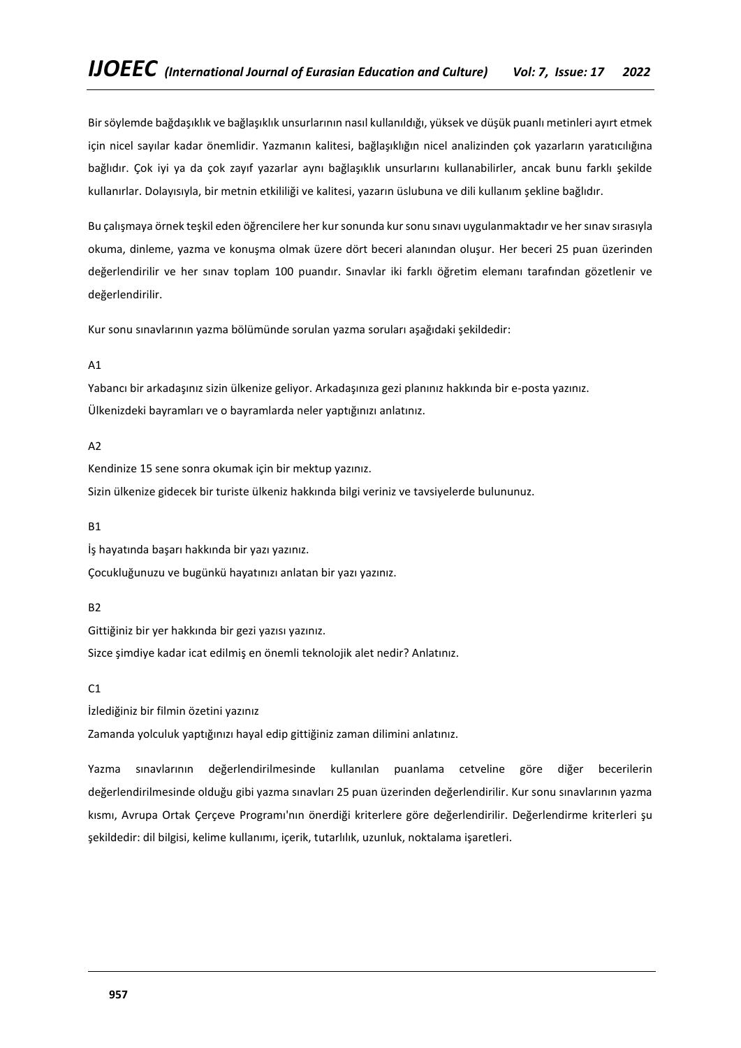Bir söylemde bağdaşıklık ve bağlaşıklık unsurlarının nasıl kullanıldığı, yüksek ve düşük puanlı metinleri ayırt etmek için nicel sayılar kadar önemlidir. Yazmanın kalitesi, bağlaşıklığın nicel analizinden çok yazarların yaratıcılığına bağlıdır. Çok iyi ya da çok zayıf yazarlar aynı bağlaşıklık unsurlarını kullanabilirler, ancak bunu farklı şekilde kullanırlar. Dolayısıyla, bir metnin etkililiği ve kalitesi, yazarın üslubuna ve dili kullanım şekline bağlıdır.

Bu çalışmaya örnek teşkil eden öğrencilere her kur sonunda kur sonu sınavı uygulanmaktadır ve her sınav sırasıyla okuma, dinleme, yazma ve konuşma olmak üzere dört beceri alanından oluşur. Her beceri 25 puan üzerinden değerlendirilir ve her sınav toplam 100 puandır. Sınavlar iki farklı öğretim elemanı tarafından gözetlenir ve değerlendirilir.

Kur sonu sınavlarının yazma bölümünde sorulan yazma soruları aşağıdaki şekildedir:

A1

Yabancı bir arkadaşınız sizin ülkenize geliyor. Arkadaşınıza gezi planınız hakkında bir e-posta yazınız.
Ülkenizdeki bayramları ve o bayramlarda neler yaptığınızı anlatınız.

A2

Kendinize 15 sene sonra okumak için bir mektup yazınız.
Sizin ülkenize gidecek bir turiste ülkeniz hakkında bilgi veriniz ve tavsiyelerde bulununuz.

B1

İş hayatında başarı hakkında bir yazı yazınız.
Çocukluğunuzu ve bugünkü hayatınızı anlatan bir yazı yazınız.

B2

Gittiğiniz bir yer hakkında bir gezi yazısı yazınız.
Sizce şimdiye kadar icat edilmiş en önemli teknolojik alet nedir? Anlatınız.

C1

İzlediğiniz bir filmin özetini yazınız
Zamanda yolculuk yaptığınızı hayal edip gittiğiniz zaman dilimini anlatınız.

Yazma sınavlarının değerlendirilmesinde kullanılan puanlama cetveline göre diğer becerilerin değerlendirilmesinde olduğu gibi yazma sınavları 25 puan üzerinden değerlendirilir. Kur sonu sınavlarının yazma kısmı, Avrupa Ortak Çerçeve Programı'nın önerdiği kriterlere göre değerlendirilir. Değerlendirme kriterleri şu şekildedir: dil bilgisi, kelime kullanımı, içerik, tutarlılık, uzunluk, noktalama işaretleri.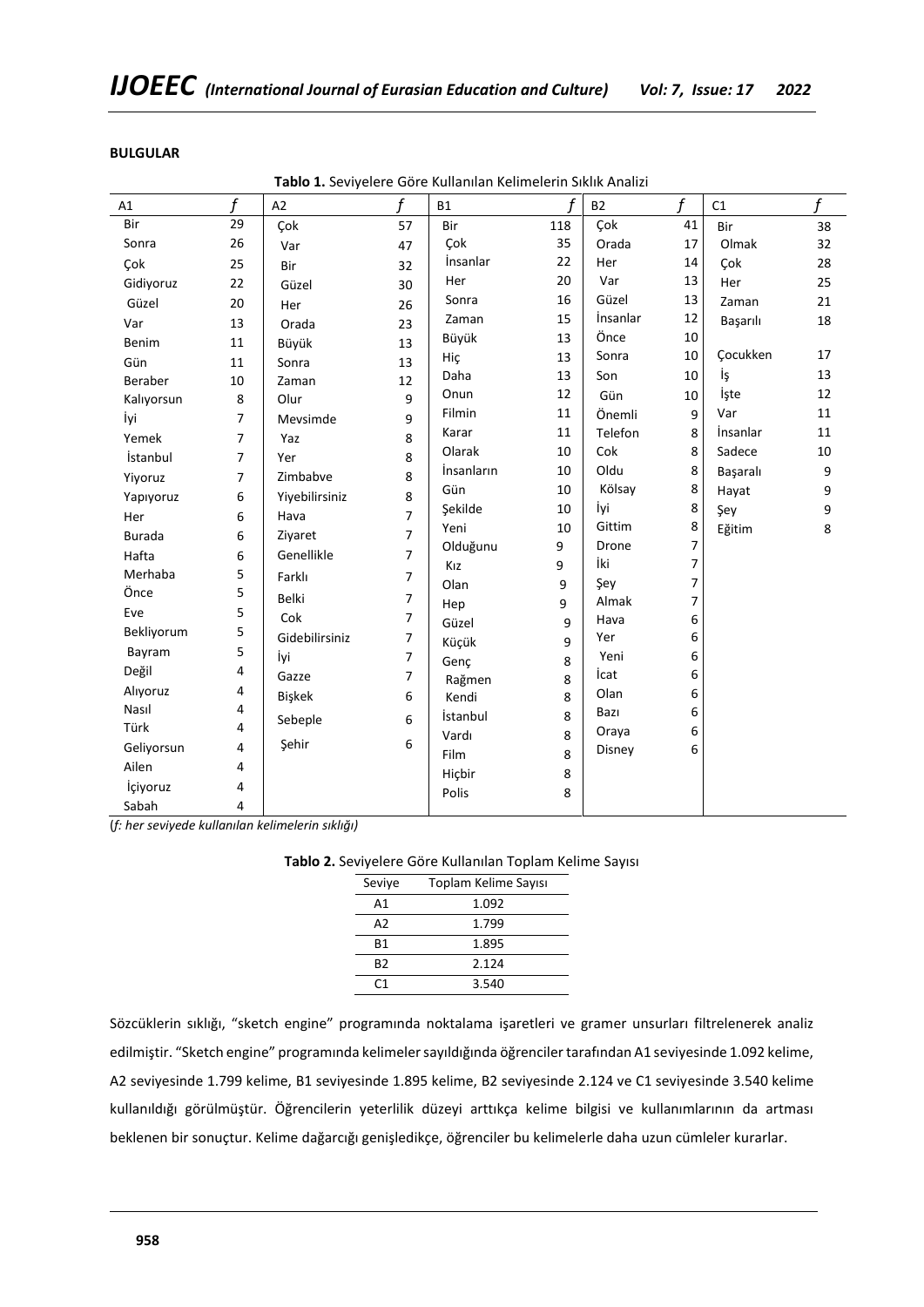**BULGULAR**

**Tablo 1.** Seviyelere Göre Kullanılan Kelimelerin Sıklık Analizi

| A1 | *f* | A2 | *f* | B1 | *f* | B2 | *f* | C1 | *f* |
|---|---|---|---|---|---|---|---|---|---|
| Bir | 29 | Çok | 57 | Bir | 118 | Çok | 41 | Bir | 38 |
| Sonra | 26 | Var | 47 | Çok | 35 | Orada | 17 | Olmak | 32 |
| Çok | 25 | Bir | 32 | İnsanlar | 22 | Her | 14 | Çok | 28 |
| Gidiyoruz | 22 | Güzel | 30 | Her | 20 | Var | 13 | Her | 25 |
| Güzel | 20 | Her | 26 | Sonra | 16 | Güzel | 13 | Zaman | 21 |
| Var | 13 | Orada | 23 | Zaman | 15 | İnsanlar | 12 | Başarılı | 18 |
| Benim | 11 | Büyük | 13 | Büyük | 13 | Önce | 10 | Çocukken | 17 |
| Gün | 11 | Sonra | 13 | Hiç | 13 | Sonra | 10 | İş | 13 |
| Beraber | 10 | Zaman | 12 | Daha | 13 | Son | 10 | İşte | 12 |
| Kalıyorsun | 8 | Olur | 9 | Onun | 12 | Gün | 10 | Var | 11 |
| İyi | 7 | Mevsimde | 9 | Filmin | 11 | Önemli | 9 | İnsanlar | 11 |
| Yemek | 7 | Yaz | 8 | Karar | 11 | Telefon | 8 | Sadece | 10 |
| İstanbul | 7 | Yer | 8 | Olarak | 10 | Cok | 8 | Başaralı | 9 |
| Yiyoruz | 7 | Zimbabve | 8 | İnsanların | 10 | Oldu | 8 | Hayat | 9 |
| Yapıyoruz | 6 | Yiyebilirsiniz | 8 | Gün | 10 | Kölsay | 8 | Şey | 9 |
| Her | 6 | Hava | 7 | Şekilde | 10 | İyi | 8 | Eğitim | 8 |
| Burada | 6 | Ziyaret | 7 | Yeni | 10 | Gittim | 8 | | |
| Hafta | 6 | Genellikle | 7 | Olduğunu | 9 | Drone | 7 | | |
| Merhaba | 5 | Farklı | 7 | Kız | 9 | İki | 7 | | |
| Önce | 5 | Belki | 7 | Olan | 9 | Şey | 7 | | |
| Eve | 5 | Cok | 7 | Hep | 9 | Almak | 7 | | |
| Bekliyorum | 5 | Gidebilirsiniz | 7 | Güzel | 9 | Hava | 6 | | |
| Bayram | 5 | İyi | 7 | Küçük | 9 | Yer | 6 | | |
| Değil | 4 | Gazze | 7 | Genç | 8 | Yeni | 6 | | |
| Alıyoruz | 4 | Bişkek | 6 | Rağmen | 8 | İcat | 6 | | |
| Nasıl | 4 | Sebeple | 6 | Kendi | 8 | Olan | 6 | | |
| Türk | 4 | Şehir | 6 | İstanbul | 8 | Bazı | 6 | | |
| Geliyorsun | 4 | | | Vardı | 8 | Oraya | 6 | | |
| Ailen | 4 | | | Film | 8 | Disney | 6 | | |
| İçiyoruz | 4 | | | Hiçbir | 8 | | | | |
| Sabah | 4 | | | Polis | 8 | | | | |

(*f: her seviyede kullanılan kelimelerin sıklığı)*

**Tablo 2.** Seviyelere Göre Kullanılan Toplam Kelime Sayısı

| Seviye | Toplam Kelime Sayısı |
|---|---|
| A1 | 1.092 |
| A2 | 1.799 |
| B1 | 1.895 |
| B2 | 2.124 |
| C1 | 3.540 |

Sözcüklerin sıklığı, "sketch engine" programında noktalama işaretleri ve gramer unsurları filtrelenerek analiz edilmiştir. "Sketch engine" programında kelimeler sayıldığında öğrenciler tarafından A1 seviyesinde 1.092 kelime, A2 seviyesinde 1.799 kelime, B1 seviyesinde 1.895 kelime, B2 seviyesinde 2.124 ve C1 seviyesinde 3.540 kelime kullanıldığı görülmüştür. Öğrencilerin yeterlilik düzeyi arttıkça kelime bilgisi ve kullanımlarının da artması beklenen bir sonuçtur. Kelime dağarcığı genişledikçe, öğrenciler bu kelimelerle daha uzun cümleler kurarlar.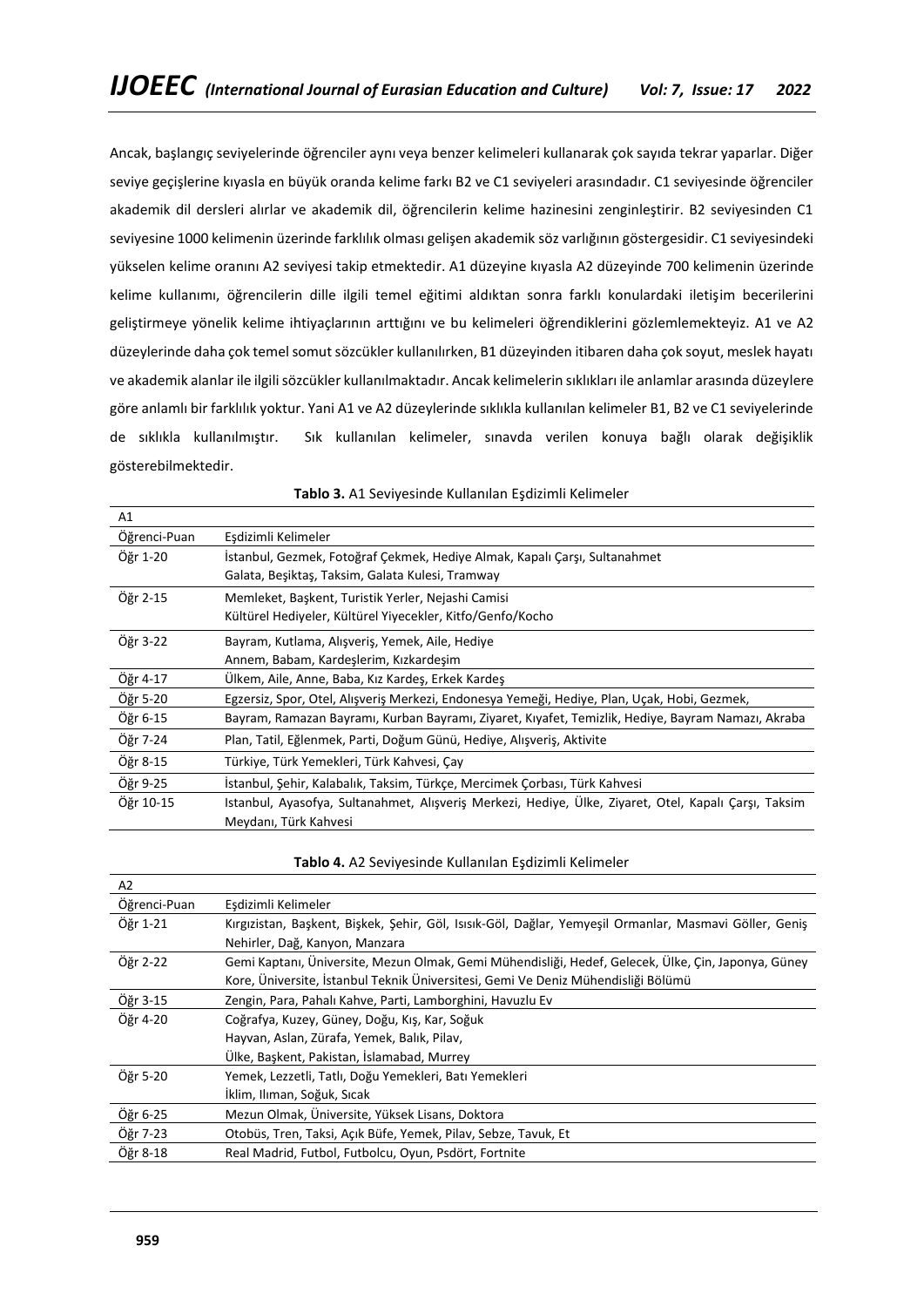Ancak, başlangıç seviyelerinde öğrenciler aynı veya benzer kelimeleri kullanarak çok sayıda tekrar yaparlar. Diğer seviye geçişlerine kıyasla en büyük oranda kelime farkı B2 ve C1 seviyeleri arasındadır. C1 seviyesinde öğrenciler akademik dil dersleri alırlar ve akademik dil, öğrencilerin kelime hazinesini zenginleştirir. B2 seviyesinden C1 seviyesine 1000 kelimenin üzerinde farklılık olması gelişen akademik söz varlığının göstergesidir. C1 seviyesindeki yükselen kelime oranını A2 seviyesi takip etmektedir. A1 düzeyine kıyasla A2 düzeyinde 700 kelimenin üzerinde kelime kullanımı, öğrencilerin dille ilgili temel eğitimi aldıktan sonra farklı konulardaki iletişim becerilerini geliştirmeye yönelik kelime ihtiyaçlarının arttığını ve bu kelimeleri öğrendiklerini gözlemlemekteyiz. A1 ve A2 düzeylerinde daha çok temel somut sözcükler kullanılırken, B1 düzeyinden itibaren daha çok soyut, meslek hayatı ve akademik alanlar ile ilgili sözcükler kullanılmaktadır. Ancak kelimelerin sıklıkları ile anlamlar arasında düzeylere göre anlamlı bir farklılık yoktur. Yani A1 ve A2 düzeylerinde sıklıkla kullanılan kelimeler B1, B2 ve C1 seviyelerinde de sıklıkla kullanılmıştır. Sık kullanılan kelimeler, sınavda verilen konuya bağlı olarak değişiklik gösterebilmektedir.

**Tablo 3.** A1 Seviyesinde Kullanılan Eşdizimli Kelimeler

| A1 | |
|---|---|
| Öğrenci-Puan | Eşdizimli Kelimeler |
| Öğr 1-20 | İstanbul, Gezmek, Fotoğraf Çekmek, Hediye Almak, Kapalı Çarşı, Sultanahmet Galata, Beşiktaş, Taksim, Galata Kulesi, Tramway |
| Öğr 2-15 | Memleket, Başkent, Turistik Yerler, Nejashi Camisi Kültürel Hediyeler, Kültürel Yiyecekler, Kitfo/Genfo/Kocho |
| Öğr 3-22 | Bayram, Kutlama, Alışveriş, Yemek, Aile, Hediye Annem, Babam, Kardeşlerim, Kızkardeşim |
| Öğr 4-17 | Ülkem, Aile, Anne, Baba, Kız Kardeş, Erkek Kardeş |
| Öğr 5-20 | Egzersiz, Spor, Otel, Alışveriş Merkezi, Endonesya Yemeği, Hediye, Plan, Uçak, Hobi, Gezmek, |
| Öğr 6-15 | Bayram, Ramazan Bayramı, Kurban Bayramı, Ziyaret, Kıyafet, Temizlik, Hediye, Bayram Namazı, Akraba |
| Öğr 7-24 | Plan, Tatil, Eğlenmek, Parti, Doğum Günü, Hediye, Alışveriş, Aktivite |
| Öğr 8-15 | Türkiye, Türk Yemekleri, Türk Kahvesi, Çay |
| Öğr 9-25 | İstanbul, Şehir, Kalabalık, Taksim, Türkçe, Mercimek Çorbası, Türk Kahvesi |
| Öğr 10-15 | Istanbul, Ayasofya, Sultanahmet, Alışveriş Merkezi, Hediye, Ülke, Ziyaret, Otel, Kapalı Çarşı, Taksim Meydanı, Türk Kahvesi |

**Tablo 4.** A2 Seviyesinde Kullanılan Eşdizimli Kelimeler

| A2 | |
|---|---|
| Öğrenci-Puan | Eşdizimli Kelimeler |
| Öğr 1-21 | Kırgızistan, Başkent, Bişkek, Şehir, Göl, Isısık-Göl, Dağlar, Yemyeşil Ormanlar, Masmavi Göller, Geniş Nehirler, Dağ, Kanyon, Manzara |
| Öğr 2-22 | Gemi Kaptanı, Üniversite, Mezun Olmak, Gemi Mühendisliği, Hedef, Gelecek, Ülke, Çin, Japonya, Güney Kore, Üniversite, İstanbul Teknik Üniversitesi, Gemi Ve Deniz Mühendisliği Bölümü |
| Öğr 3-15 | Zengin, Para, Pahalı Kahve, Parti, Lamborghini, Havuzlu Ev |
| Öğr 4-20 | Coğrafya, Kuzey, Güney, Doğu, Kış, Kar, Soğuk Hayvan, Aslan, Zürafa, Yemek, Balık, Pilav, Ülke, Başkent, Pakistan, İslamabad, Murrey |
| Öğr 5-20 | Yemek, Lezzetli, Tatlı, Doğu Yemekleri, Batı Yemekleri İklim, Ilıman, Soğuk, Sıcak |
| Öğr 6-25 | Mezun Olmak, Üniversite, Yüksek Lisans, Doktora |
| Öğr 7-23 | Otobüs, Tren, Taksi, Açık Büfe, Yemek, Pilav, Sebze, Tavuk, Et |
| Öğr 8-18 | Real Madrid, Futbol, Futbolcu, Oyun, Psdört, Fortnite |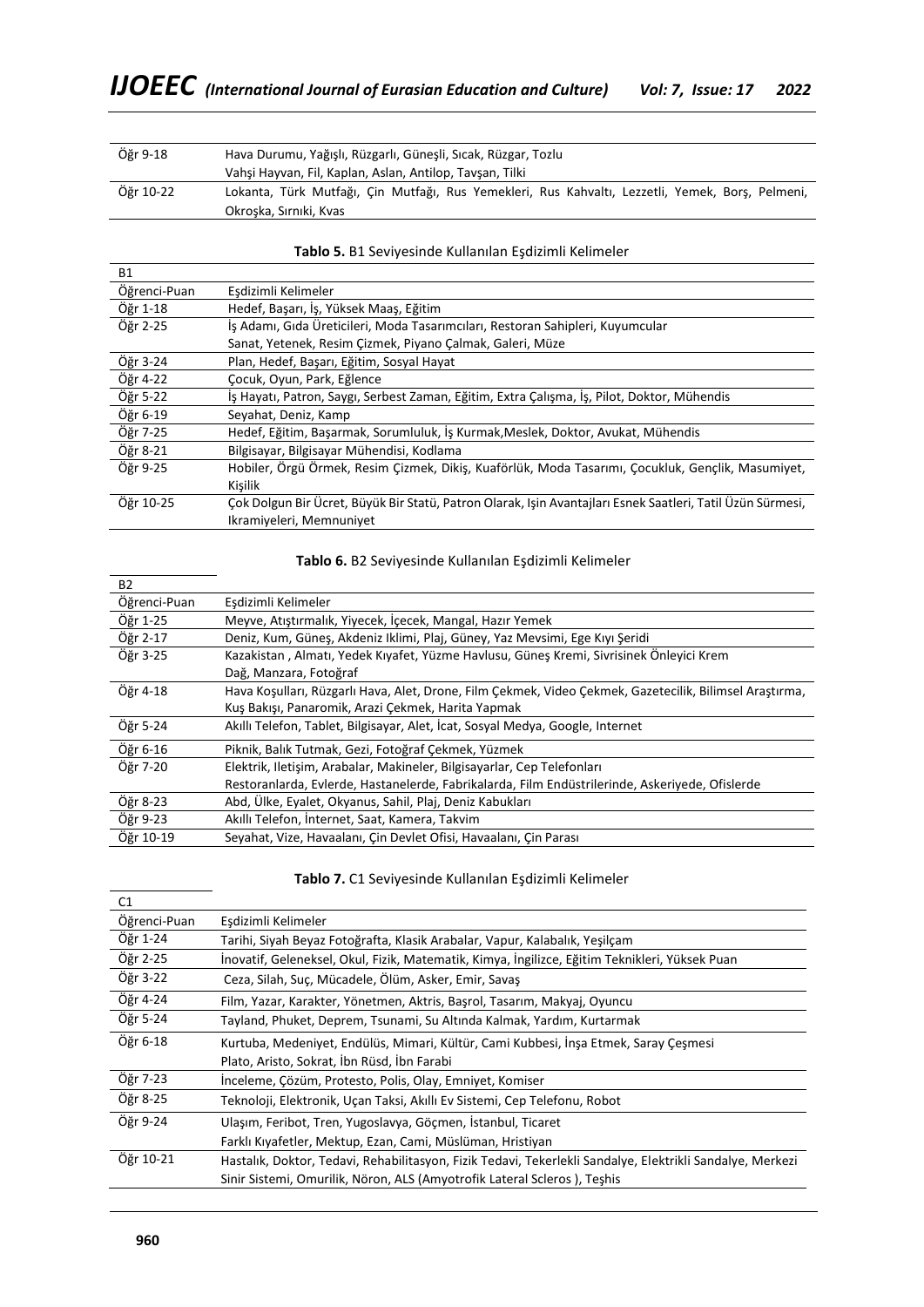| | |
|---|---|
| Öğr 9-18 | Hava Durumu, Yağışlı, Rüzgarlı, Güneşli, Sıcak, Rüzgar, Tozlu<br>Vahşi Hayvan, Fil, Kaplan, Aslan, Antilop, Tavşan, Tilki |
| Öğr 10-22 | Lokanta, Türk Mutfağı, Çin Mutfağı, Rus Yemekleri, Rus Kahvaltı, Lezzetli, Yemek, Borş, Pelmeni, Okroşka, Sırnıki, Kvas |

**Tablo 5.** B1 Seviyesinde Kullanılan Eşdizimli Kelimeler

| B1 | |
|---|---|
| Öğrenci-Puan | Eşdizimli Kelimeler |
| Öğr 1-18 | Hedef, Başarı, İş, Yüksek Maaş, Eğitim |
| Öğr 2-25 | İş Adamı, Gıda Üreticileri, Moda Tasarımcıları, Restoran Sahipleri, Kuyumcular<br>Sanat, Yetenek, Resim Çizmek, Piyano Çalmak, Galeri, Müze |
| Öğr 3-24 | Plan, Hedef, Başarı, Eğitim, Sosyal Hayat |
| Öğr 4-22 | Çocuk, Oyun, Park, Eğlence |
| Öğr 5-22 | İş Hayatı, Patron, Saygı, Serbest Zaman, Eğitim, Extra Çalışma, İş, Pilot, Doktor, Mühendis |
| Öğr 6-19 | Seyahat, Deniz, Kamp |
| Öğr 7-25 | Hedef, Eğitim, Başarmak, Sorumluluk, İş Kurmak,Meslek, Doktor, Avukat, Mühendis |
| Öğr 8-21 | Bilgisayar, Bilgisayar Mühendisi, Kodlama |
| Öğr 9-25 | Hobiler, Örgü Örmek, Resim Çizmek, Dikiş, Kuaförlük, Moda Tasarımı, Çocukluk, Gençlik, Masumiyet, Kişilik |
| Öğr 10-25 | Çok Dolgun Bir Ücret, Büyük Bir Statü, Patron Olarak, Işin Avantajları Esnek Saatleri, Tatil Üzün Sürmesi, Ikramiyeleri, Memnuniyet |

**Tablo 6.** B2 Seviyesinde Kullanılan Eşdizimli Kelimeler

| B2 | |
|---|---|
| Öğrenci-Puan | Eşdizimli Kelimeler |
| Öğr 1-25 | Meyve, Atıştırmalık, Yiyecek, İçecek, Mangal, Hazır Yemek |
| Öğr 2-17 | Deniz, Kum, Güneş, Akdeniz Iklimi, Plaj, Güney, Yaz Mevsimi, Ege Kıyı Şeridi |
| Öğr 3-25 | Kazakistan , Almatı, Yedek Kıyafet, Yüzme Havlusu, Güneş Kremi, Sivrisinek Önleyici Krem<br>Dağ, Manzara, Fotoğraf |
| Öğr 4-18 | Hava Koşulları, Rüzgarlı Hava, Alet, Drone, Film Çekmek, Video Çekmek, Gazetecilik, Bilimsel Araştırma, Kuş Bakışı, Panaromik, Arazi Çekmek, Harita Yapmak |
| Öğr 5-24 | Akıllı Telefon, Tablet, Bilgisayar, Alet, İcat, Sosyal Medya, Google, Internet |
| Öğr 6-16 | Piknik, Balık Tutmak, Gezi, Fotoğraf Çekmek, Yüzmek |
| Öğr 7-20 | Elektrik, Iletişim, Arabalar, Makineler, Bilgisayarlar, Cep Telefonları<br>Restoranlarda, Evlerde, Hastanelerde, Fabrikalarda, Film Endüstrilerinde, Askeriyede, Ofislerde |
| Öğr 8-23 | Abd, Ülke, Eyalet, Okyanus, Sahil, Plaj, Deniz Kabukları |
| Öğr 9-23 | Akıllı Telefon, İnternet, Saat, Kamera, Takvim |
| Öğr 10-19 | Seyahat, Vize, Havaalanı, Çin Devlet Ofisi, Havaalanı, Çin Parası |

**Tablo 7.** C1 Seviyesinde Kullanılan Eşdizimli Kelimeler

| C1 | |
|---|---|
| Öğrenci-Puan | Eşdizimli Kelimeler |
| Öğr 1-24 | Tarihi, Siyah Beyaz Fotoğrafta, Klasik Arabalar, Vapur, Kalabalık, Yeşilçam |
| Öğr 2-25 | İnovatif, Geleneksel, Okul, Fizik, Matematik, Kimya, İngilizce, Eğitim Teknikleri, Yüksek Puan |
| Öğr 3-22 | Ceza, Silah, Suç, Mücadele, Ölüm, Asker, Emir, Savaş |
| Öğr 4-24 | Film, Yazar, Karakter, Yönetmen, Aktris, Başrol, Tasarım, Makyaj, Oyuncu |
| Öğr 5-24 | Tayland, Phuket, Deprem, Tsunami, Su Altında Kalmak, Yardım, Kurtarmak |
| Öğr 6-18 | Kurtuba, Medeniyet, Endülüs, Mimari, Kültür, Cami Kubbesi, İnşa Etmek, Saray Çeşmesi<br>Plato, Aristo, Sokrat, İbn Rüsd, İbn Farabi |
| Öğr 7-23 | İnceleme, Çözüm, Protesto, Polis, Olay, Emniyet, Komiser |
| Öğr 8-25 | Teknoloji, Elektronik, Uçan Taksi, Akıllı Ev Sistemi, Cep Telefonu, Robot |
| Öğr 9-24 | Ulaşım, Feribot, Tren, Yugoslavya, Göçmen, İstanbul, Ticaret<br>Farklı Kıyafetler, Mektup, Ezan, Cami, Müslüman, Hristiyan |
| Öğr 10-21 | Hastalık, Doktor, Tedavi, Rehabilitasyon, Fizik Tedavi, Tekerlekli Sandalye, Elektrikli Sandalye, Merkezi Sinir Sistemi, Omurilik, Nöron, ALS (Amyotrofik Lateral Scleros ), Teşhis |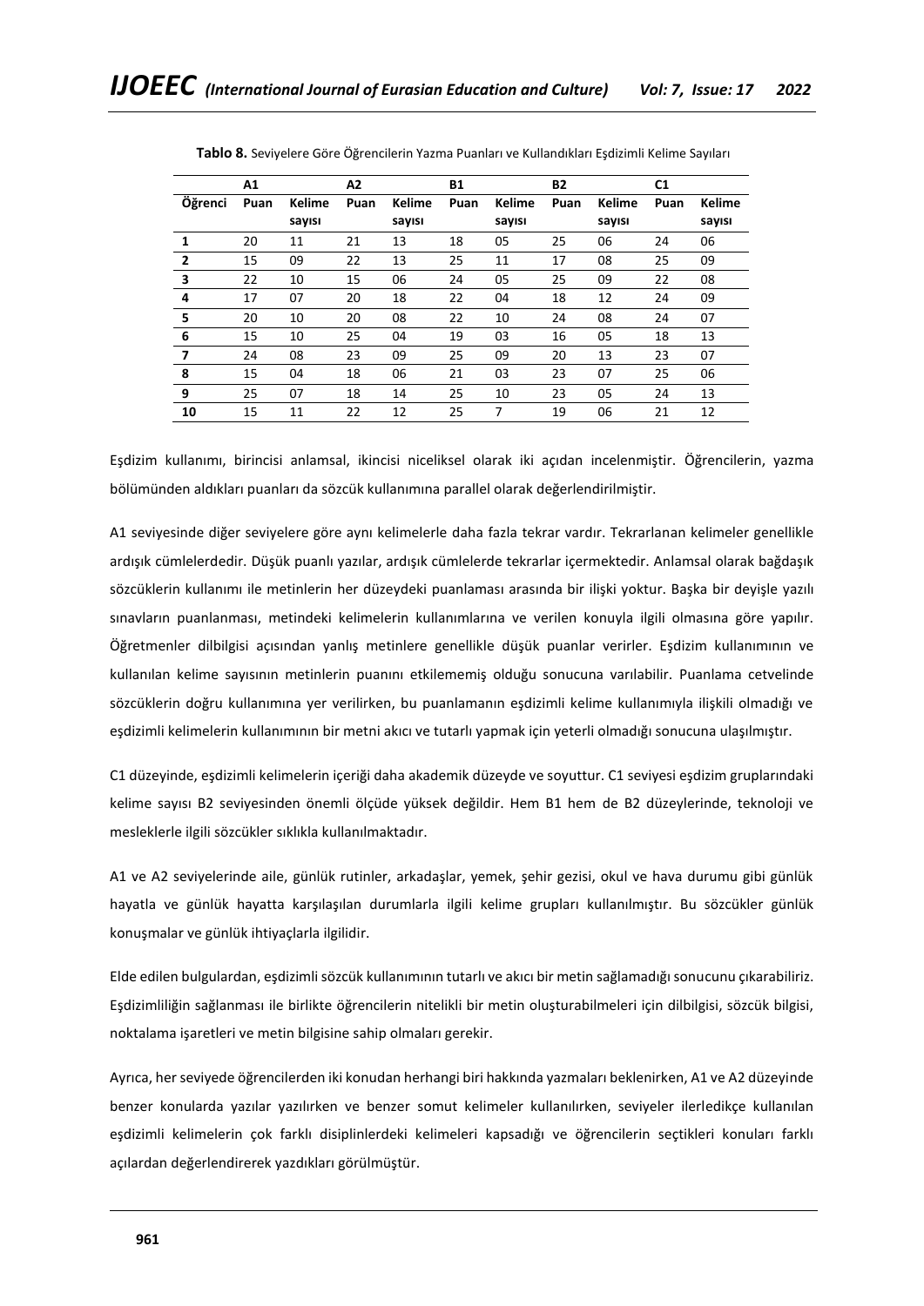**Tablo 8.** Seviyelere Göre Öğrencilerin Yazma Puanları ve Kullandıkları Eşdizimli Kelime Sayıları

| | A1 | | A2 | | B1 | | B2 | | C1 | |
|---|---|---|---|---|---|---|---|---|---|---|
| **Öğrenci** | **Puan** | **Kelime sayısı** | **Puan** | **Kelime sayısı** | **Puan** | **Kelime sayısı** | **Puan** | **Kelime sayısı** | **Puan** | **Kelime sayısı** |
| **1** | 20 | 11 | 21 | 13 | 18 | 05 | 25 | 06 | 24 | 06 |
| **2** | 15 | 09 | 22 | 13 | 25 | 11 | 17 | 08 | 25 | 09 |
| **3** | 22 | 10 | 15 | 06 | 24 | 05 | 25 | 09 | 22 | 08 |
| **4** | 17 | 07 | 20 | 18 | 22 | 04 | 18 | 12 | 24 | 09 |
| **5** | 20 | 10 | 20 | 08 | 22 | 10 | 24 | 08 | 24 | 07 |
| **6** | 15 | 10 | 25 | 04 | 19 | 03 | 16 | 05 | 18 | 13 |
| **7** | 24 | 08 | 23 | 09 | 25 | 09 | 20 | 13 | 23 | 07 |
| **8** | 15 | 04 | 18 | 06 | 21 | 03 | 23 | 07 | 25 | 06 |
| **9** | 25 | 07 | 18 | 14 | 25 | 10 | 23 | 05 | 24 | 13 |
| **10** | 15 | 11 | 22 | 12 | 25 | 7 | 19 | 06 | 21 | 12 |

Eşdizim kullanımı, birincisi anlamsal, ikincisi niceliksel olarak iki açıdan incelenmiştir. Öğrencilerin, yazma bölümünden aldıkları puanları da sözcük kullanımına parallel olarak değerlendirilmiştir.

A1 seviyesinde diğer seviyelere göre aynı kelimelerle daha fazla tekrar vardır. Tekrarlanan kelimeler genellikle ardışık cümlelerdedir. Düşük puanlı yazılar, ardışık cümlelerde tekrarlar içermektedir. Anlamsal olarak bağdaşık sözcüklerin kullanımı ile metinlerin her düzeydeki puanlaması arasında bir ilişki yoktur. Başka bir deyişle yazılı sınavların puanlanması, metindeki kelimelerin kullanımlarına ve verilen konuyla ilgili olmasına göre yapılır. Öğretmenler dilbilgisi açısından yanlış metinlere genellikle düşük puanlar verirler. Eşdizim kullanımının ve kullanılan kelime sayısının metinlerin puanını etkilememiş olduğu sonucuna varılabilir. Puanlama cetvelinde sözcüklerin doğru kullanımına yer verilirken, bu puanlamanın eşdizimli kelime kullanımıyla ilişkili olmadığı ve eşdizimli kelimelerin kullanımının bir metni akıcı ve tutarlı yapmak için yeterli olmadığı sonucuna ulaşılmıştır.

C1 düzeyinde, eşdizimli kelimelerin içeriği daha akademik düzeyde ve soyuttur. C1 seviyesi eşdizim gruplarındaki kelime sayısı B2 seviyesinden önemli ölçüde yüksek değildir. Hem B1 hem de B2 düzeylerinde, teknoloji ve mesleklerle ilgili sözcükler sıklıkla kullanılmaktadır.

A1 ve A2 seviyelerinde aile, günlük rutinler, arkadaşlar, yemek, şehir gezisi, okul ve hava durumu gibi günlük hayatla ve günlük hayatta karşılaşılan durumlarla ilgili kelime grupları kullanılmıştır. Bu sözcükler günlük konuşmalar ve günlük ihtiyaçlarla ilgilidir.

Elde edilen bulgulardan, eşdizimli sözcük kullanımının tutarlı ve akıcı bir metin sağlamadığı sonucunu çıkarabiliriz. Eşdizimliliğin sağlanması ile birlikte öğrencilerin nitelikli bir metin oluşturabilmeleri için dilbilgisi, sözcük bilgisi, noktalama işaretleri ve metin bilgisine sahip olmaları gerekir.

Ayrıca, her seviyede öğrencilerden iki konudan herhangi biri hakkında yazmaları beklenirken, A1 ve A2 düzeyinde benzer konularda yazılar yazılırken ve benzer somut kelimeler kullanılırken, seviyeler ilerledikçe kullanılan eşdizimli kelimelerin çok farklı disiplinlerdeki kelimeleri kapsadığı ve öğrencilerin seçtikleri konuları farklı açılardan değerlendirerek yazdıkları görülmüştür.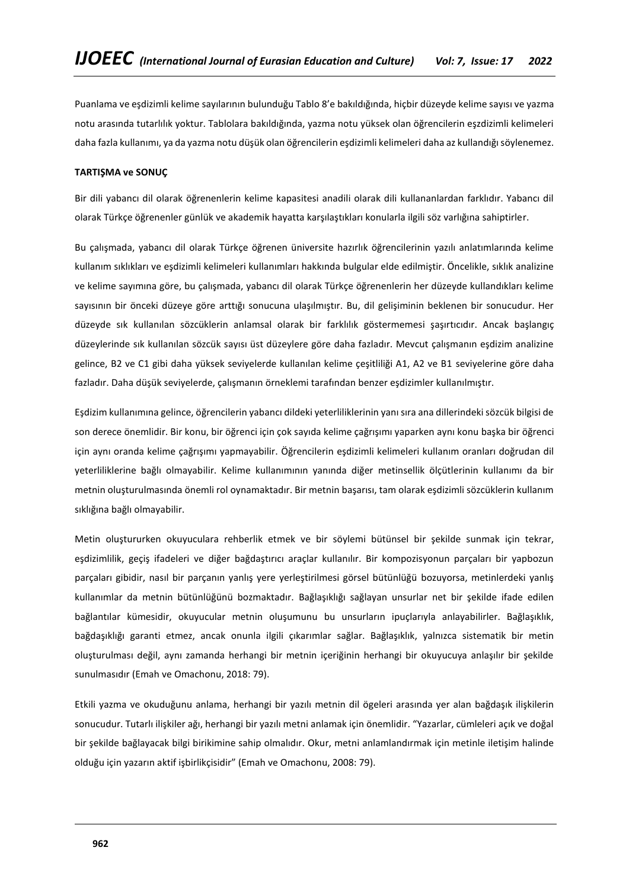Puanlama ve eşdizimli kelime sayılarının bulunduğu Tablo 8'e bakıldığında, hiçbir düzeyde kelime sayısı ve yazma notu arasında tutarlılık yoktur. Tablolara bakıldığında, yazma notu yüksek olan öğrencilerin eşzdizimli kelimeleri daha fazla kullanımı, ya da yazma notu düşük olan öğrencilerin eşdizimli kelimeleri daha az kullandığı söylenemez.

**TARTIŞMA ve SONUÇ**

Bir dili yabancı dil olarak öğrenenlerin kelime kapasitesi anadili olarak dili kullananlardan farklıdır. Yabancı dil olarak Türkçe öğrenenler günlük ve akademik hayatta karşılaştıkları konularla ilgili söz varlığına sahiptirler.

Bu çalışmada, yabancı dil olarak Türkçe öğrenen üniversite hazırlık öğrencilerinin yazılı anlatımlarında kelime kullanım sıklıkları ve eşdizimli kelimeleri kullanımları hakkında bulgular elde edilmiştir. Öncelikle, sıklık analizine ve kelime sayımına göre, bu çalışmada, yabancı dil olarak Türkçe öğrenenlerin her düzeyde kullandıkları kelime sayısının bir önceki düzeye göre arttığı sonucuna ulaşılmıştır. Bu, dil gelişiminin beklenen bir sonucudur. Her düzeyde sık kullanılan sözcüklerin anlamsal olarak bir farklılık göstermemesi şaşırtıcıdır. Ancak başlangıç düzeylerinde sık kullanılan sözcük sayısı üst düzeylere göre daha fazladır. Mevcut çalışmanın eşdizim analizine gelince, B2 ve C1 gibi daha yüksek seviyelerde kullanılan kelime çeşitliliği A1, A2 ve B1 seviyelerine göre daha fazladır. Daha düşük seviyelerde, çalışmanın örneklemi tarafından benzer eşdizimler kullanılmıştır.

Eşdizim kullanımına gelince, öğrencilerin yabancı dildeki yeterliliklerinin yanı sıra ana dillerindeki sözcük bilgisi de son derece önemlidir. Bir konu, bir öğrenci için çok sayıda kelime çağrışımı yaparken aynı konu başka bir öğrenci için aynı oranda kelime çağrışımı yapmayabilir. Öğrencilerin eşdizimli kelimeleri kullanım oranları doğrudan dil yeterliliklerine bağlı olmayabilir. Kelime kullanımının yanında diğer metinsellik ölçütlerinin kullanımı da bir metnin oluşturulmasında önemli rol oynamaktadır. Bir metnin başarısı, tam olarak eşdizimli sözcüklerin kullanım sıklığına bağlı olmayabilir.

Metin oluştururken okuyuculara rehberlik etmek ve bir söylemi bütünsel bir şekilde sunmak için tekrar, eşdizimlilik, geçiş ifadeleri ve diğer bağdaştırıcı araçlar kullanılır. Bir kompozisyonun parçaları bir yapbozun parçaları gibidir, nasıl bir parçanın yanlış yere yerleştirilmesi görsel bütünlüğü bozuyorsa, metinlerdeki yanlış kullanımlar da metnin bütünlüğünü bozmaktadır. Bağlaşıklığı sağlayan unsurlar net bir şekilde ifade edilen bağlantılar kümesidir, okuyucular metnin oluşumunu bu unsurların ipuçlarıyla anlayabilirler. Bağlaşıklık, bağdaşıklığı garanti etmez, ancak onunla ilgili çıkarımlar sağlar. Bağlaşıklık, yalnızca sistematik bir metin oluşturulması değil, aynı zamanda herhangi bir metnin içeriğinin herhangi bir okuyucuya anlaşılır bir şekilde sunulmasıdır (Emah ve Omachonu, 2018: 79).

Etkili yazma ve okuduğunu anlama, herhangi bir yazılı metnin dil ögeleri arasında yer alan bağdaşık ilişkilerin sonucudur. Tutarlı ilişkiler ağı, herhangi bir yazılı metni anlamak için önemlidir. "Yazarlar, cümleleri açık ve doğal bir şekilde bağlayacak bilgi birikimine sahip olmalıdır. Okur, metni anlamlandırmak için metinle iletişim halinde olduğu için yazarın aktif işbirlikçisidir" (Emah ve Omachonu, 2008: 79).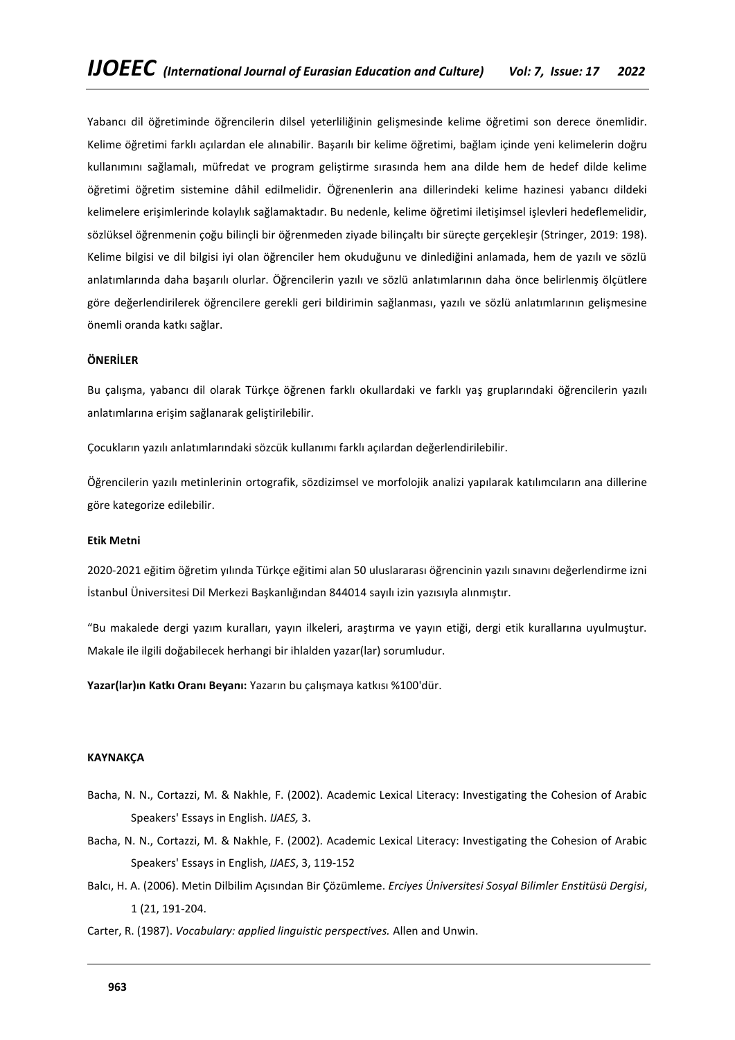Yabancı dil öğretiminde öğrencilerin dilsel yeterliliğinin gelişmesinde kelime öğretimi son derece önemlidir. Kelime öğretimi farklı açılardan ele alınabilir. Başarılı bir kelime öğretimi, bağlam içinde yeni kelimelerin doğru kullanımını sağlamalı, müfredat ve program geliştirme sırasında hem ana dilde hem de hedef dilde kelime öğretimi öğretim sistemine dâhil edilmelidir. Öğrenenlerin ana dillerindeki kelime hazinesi yabancı dildeki kelimelere erişimlerinde kolaylık sağlamaktadır. Bu nedenle, kelime öğretimi iletişimsel işlevleri hedeflemelidir, sözlüksel öğrenmenin çoğu bilinçli bir öğrenmeden ziyade bilinçaltı bir süreçte gerçekleşir (Stringer, 2019: 198). Kelime bilgisi ve dil bilgisi iyi olan öğrenciler hem okuduğunu ve dinlediğini anlamada, hem de yazılı ve sözlü anlatımlarında daha başarılı olurlar. Öğrencilerin yazılı ve sözlü anlatımlarının daha önce belirlenmiş ölçütlere göre değerlendirilerek öğrencilere gerekli geri bildirimin sağlanması, yazılı ve sözlü anlatımlarının gelişmesine önemli oranda katkı sağlar.

**ÖNERİLER**

Bu çalışma, yabancı dil olarak Türkçe öğrenen farklı okullardaki ve farklı yaş gruplarındaki öğrencilerin yazılı anlatımlarına erişim sağlanarak geliştirilebilir.

Çocukların yazılı anlatımlarındaki sözcük kullanımı farklı açılardan değerlendirilebilir.

Öğrencilerin yazılı metinlerinin ortografik, sözdizimsel ve morfolojik analizi yapılarak katılımcıların ana dillerine göre kategorize edilebilir.

**Etik Metni**

2020-2021 eğitim öğretim yılında Türkçe eğitimi alan 50 uluslararası öğrencinin yazılı sınavını değerlendirme izni İstanbul Üniversitesi Dil Merkezi Başkanlığından 844014 sayılı izin yazısıyla alınmıştır.

"Bu makalede dergi yazım kuralları, yayın ilkeleri, araştırma ve yayın etiği, dergi etik kurallarına uyulmuştur. Makale ile ilgili doğabilecek herhangi bir ihlalden yazar(lar) sorumludur.

**Yazar(lar)ın Katkı Oranı Beyanı:** Yazarın bu çalışmaya katkısı %100'dür.

**KAYNAKÇA**

Bacha, N. N., Cortazzi, M. & Nakhle, F. (2002). Academic Lexical Literacy: Investigating the Cohesion of Arabic Speakers' Essays in English. *IJAES,* 3.

Bacha, N. N., Cortazzi, M. & Nakhle, F. (2002). Academic Lexical Literacy: Investigating the Cohesion of Arabic Speakers' Essays in English*, IJAES*, 3, 119-152

Balcı, H. A. (2006). Metin Dilbilim Açısından Bir Çözümleme. *Erciyes Üniversitesi Sosyal Bilimler Enstitüsü Dergisi*, 1 (21, 191-204.

Carter, R. (1987). *Vocabulary: applied linguistic perspectives.* Allen and Unwin.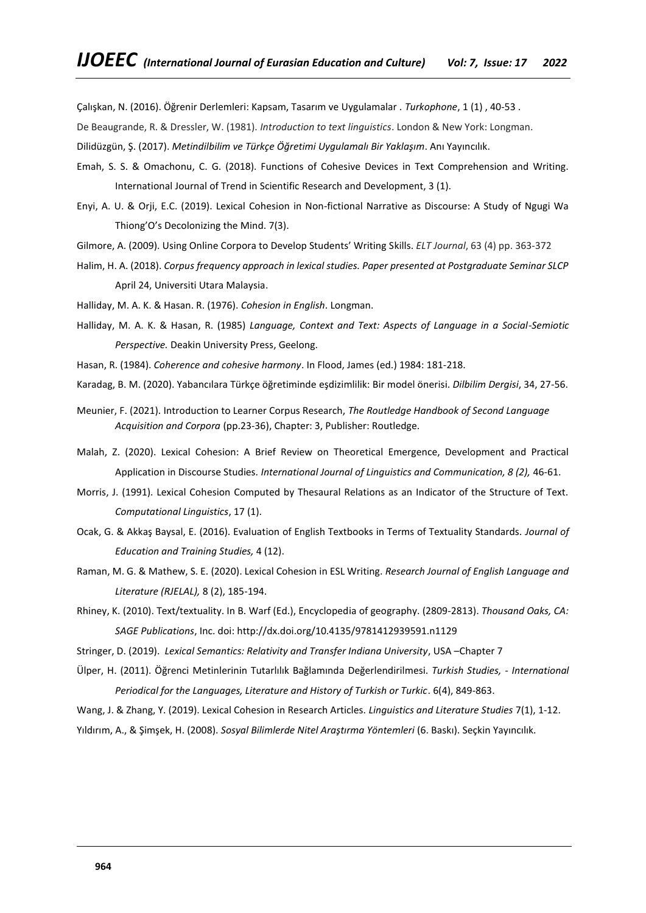Çalışkan, N. (2016). Öğrenir Derlemleri: Kapsam, Tasarım ve Uygulamalar . *Turkophone*, 1 (1) , 40-53 .

De Beaugrande, R. & Dressler, W. (1981). *Introduction to text linguistics*. London & New York: Longman.

Dilidüzgün, Ş. (2017). *Metindilbilim ve Türkçe Öğretimi Uygulamalı Bir Yaklaşım*. Anı Yayıncılık.

Emah, S. S. & Omachonu, C. G. (2018). Functions of Cohesive Devices in Text Comprehension and Writing. International Journal of Trend in Scientific Research and Development, 3 (1).

Enyi, A. U. & Orji, E.C. (2019). Lexical Cohesion in Non-fictional Narrative as Discourse: A Study of Ngugi Wa Thiong'O's Decolonizing the Mind. 7(3).

Gilmore, A. (2009). Using Online Corpora to Develop Students' Writing Skills. *ELT Journal*, 63 (4) pp. 363-372

Halim, H. A. (2018). *Corpus frequency approach in lexical studies. Paper presented at Postgraduate Seminar SLCP* April 24, Universiti Utara Malaysia.

Halliday, M. A. K. & Hasan. R. (1976). *Cohesion in English*. Longman.

Halliday, M. A. K. & Hasan, R. (1985) *Language, Context and Text: Aspects of Language in a Social-Semiotic Perspective.* Deakin University Press, Geelong.

Hasan, R. (1984). *Coherence and cohesive harmony*. In Flood, James (ed.) 1984: 181-218.

Karadag, B. M. (2020). Yabancılara Türkçe öğretiminde eşdizimlilik: Bir model önerisi. *Dilbilim Dergisi*, 34, 27-56.

Meunier, F. (2021). Introduction to Learner Corpus Research, *The Routledge Handbook of Second Language Acquisition and Corpora* (pp.23-36), Chapter: 3, Publisher: Routledge.

Malah, Z. (2020). Lexical Cohesion: A Brief Review on Theoretical Emergence, Development and Practical Application in Discourse Studies. *International Journal of Linguistics and Communication, 8 (2),* 46-61.

Morris, J. (1991). Lexical Cohesion Computed by Thesaural Relations as an Indicator of the Structure of Text. *Computational Linguistics*, 17 (1).

Ocak, G. & Akkaş Baysal, E. (2016). Evaluation of English Textbooks in Terms of Textuality Standards. *Journal of Education and Training Studies,* 4 (12).

Raman, M. G. & Mathew, S. E. (2020). Lexical Cohesion in ESL Writing. *Research Journal of English Language and Literature (RJELAL),* 8 (2), 185-194.

Rhiney, K. (2010). Text/textuality. In B. Warf (Ed.), Encyclopedia of geography. (2809-2813). *Thousand Oaks, CA: SAGE Publications*, Inc. doi: http://dx.doi.org/10.4135/9781412939591.n1129

Stringer, D. (2019). *Lexical Semantics: Relativity and Transfer Indiana University*, USA –Chapter 7

Ülper, H. (2011). Öğrenci Metinlerinin Tutarlılık Bağlamında Değerlendirilmesi. *Turkish Studies, - International Periodical for the Languages, Literature and History of Turkish or Turkic*. 6(4), 849-863.

Wang, J. & Zhang, Y. (2019). Lexical Cohesion in Research Articles. *Linguistics and Literature Studies* 7(1), 1-12.

Yıldırım, A., & Şimşek, H. (2008). *Sosyal Bilimlerde Nitel Araştırma Yöntemleri* (6. Baskı). Seçkin Yayıncılık.